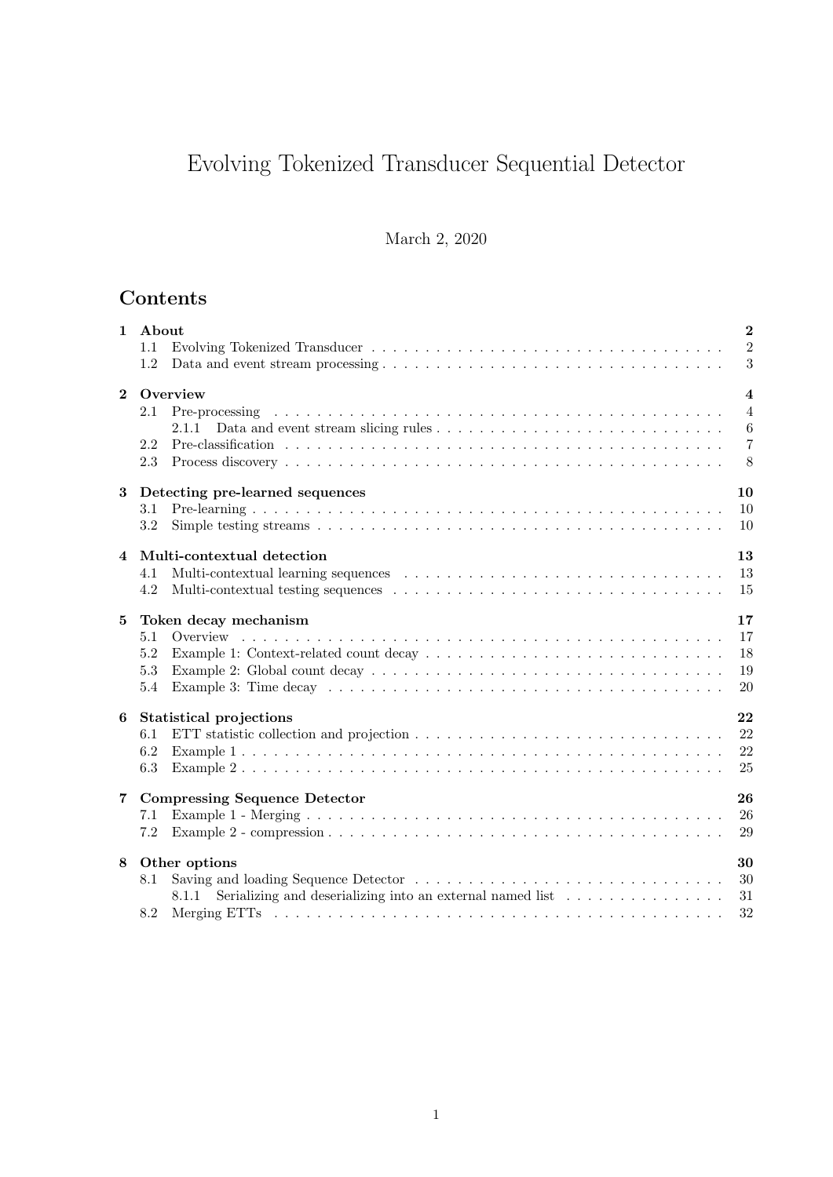# Evolving Tokenized Transducer Sequential Detector

March 2, 2020

## Contents

**1 About** ..... **2**
- 1.1 Evolving Tokenized Transducer ..... 2
- 1.2 Data and event stream processing ..... 3

**2 Overview** ..... **4**
- 2.1 Pre-processing ..... 4
  - 2.1.1 Data and event stream slicing rules ..... 6
- 2.2 Pre-classification ..... 7
- 2.3 Process discovery ..... 8

**3 Detecting pre-learned sequences** ..... **10**
- 3.1 Pre-learning ..... 10
- 3.2 Simple testing streams ..... 10

**4 Multi-contextual detection** ..... **13**
- 4.1 Multi-contextual learning sequences ..... 13
- 4.2 Multi-contextual testing sequences ..... 15

**5 Token decay mechanism** ..... **17**
- 5.1 Overview ..... 17
- 5.2 Example 1: Context-related count decay ..... 18
- 5.3 Example 2: Global count decay ..... 19
- 5.4 Example 3: Time decay ..... 20

**6 Statistical projections** ..... **22**
- 6.1 ETT statistic collection and projection ..... 22
- 6.2 Example 1 ..... 22
- 6.3 Example 2 ..... 25

**7 Compressing Sequence Detector** ..... **26**
- 7.1 Example 1 - Merging ..... 26
- 7.2 Example 2 - compression ..... 29

**8 Other options** ..... **30**
- 8.1 Saving and loading Sequence Detector ..... 30
  - 8.1.1 Serializing and deserializing into an external named list ..... 31
- 8.2 Merging ETTs ..... 32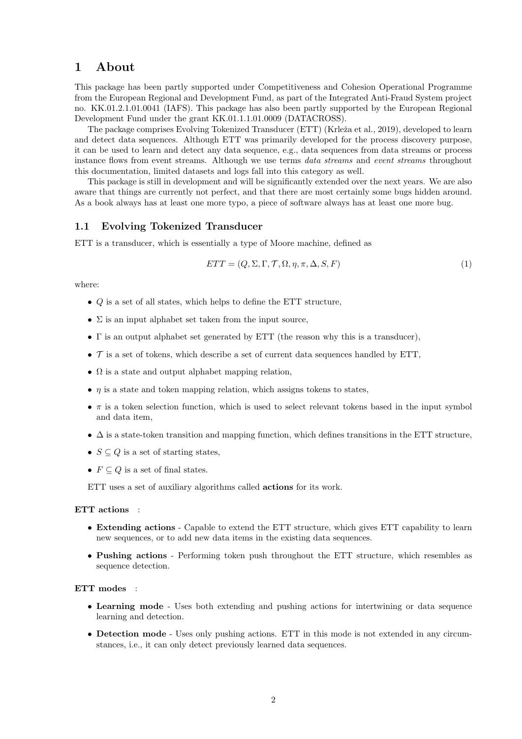# 1 About

This package has been partly supported under Competitiveness and Cohesion Operational Programme from the European Regional and Development Fund, as part of the Integrated Anti-Fraud System project no. KK.01.2.1.01.0041 (IAFS). This package has also been partly supported by the European Regional Development Fund under the grant KK.01.1.1.01.0009 (DATACROSS).

The package comprises Evolving Tokenized Transducer (ETT) (Krleža et al., 2019), developed to learn and detect data sequences. Although ETT was primarily developed for the process discovery purpose, it can be used to learn and detect any data sequence, e.g., data sequences from data streams or process instance flows from event streams. Although we use terms *data streams* and *event streams* throughout this documentation, limited datasets and logs fall into this category as well.

This package is still in development and will be significantly extended over the next years. We are also aware that things are currently not perfect, and that there are most certainly some bugs hidden around. As a book always has at least one more typo, a piece of software always has at least one more bug.

## 1.1 Evolving Tokenized Transducer

ETT is a transducer, which is essentially a type of Moore machine, defined as

$$ETT = (Q, \Sigma, \Gamma, \mathcal{T}, \Omega, \eta, \pi, \Delta, S, F) \tag{1}$$

where:

- $Q$ is a set of all states, which helps to define the ETT structure,
- $\Sigma$ is an input alphabet set taken from the input source,
- $\Gamma$ is an output alphabet set generated by ETT (the reason why this is a transducer),
- $\mathcal{T}$ is a set of tokens, which describe a set of current data sequences handled by ETT,
- $\Omega$ is a state and output alphabet mapping relation,
- $\eta$ is a state and token mapping relation, which assigns tokens to states,
- $\pi$ is a token selection function, which is used to select relevant tokens based in the input symbol and data item,
- $\Delta$ is a state-token transition and mapping function, which defines transitions in the ETT structure,
- $S \subseteq Q$ is a set of starting states,
- $F \subseteq Q$ is a set of final states.

ETT uses a set of auxiliary algorithms called **actions** for its work.

**ETT actions** :

- **Extending actions** - Capable to extend the ETT structure, which gives ETT capability to learn new sequences, or to add new data items in the existing data sequences.
- **Pushing actions** - Performing token push throughout the ETT structure, which resembles as sequence detection.

**ETT modes** :

- **Learning mode** - Uses both extending and pushing actions for intertwining or data sequence learning and detection.
- **Detection mode** - Uses only pushing actions. ETT in this mode is not extended in any circumstances, i.e., it can only detect previously learned data sequences.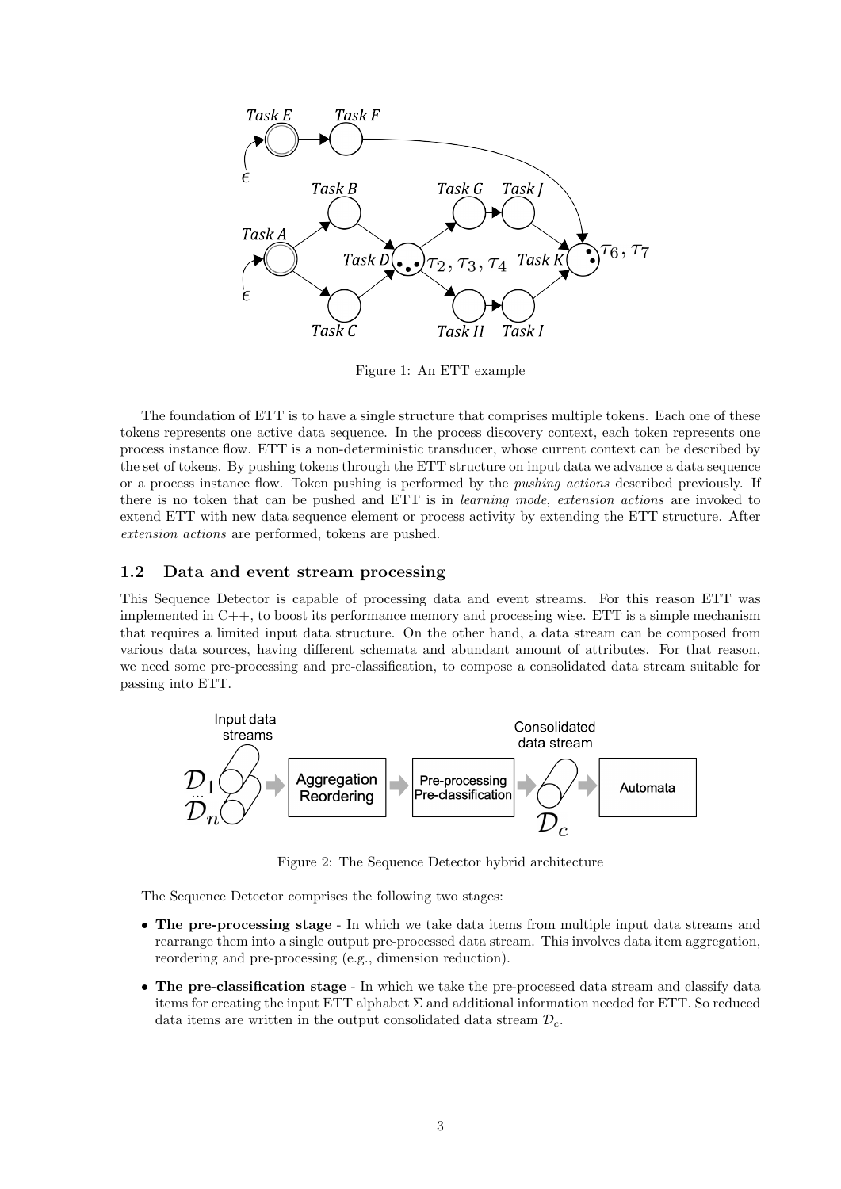Figure 1: An ETT example

The foundation of ETT is to have a single structure that comprises multiple tokens. Each one of these tokens represents one active data sequence. In the process discovery context, each token represents one process instance flow. ETT is a non-deterministic transducer, whose current context can be described by the set of tokens. By pushing tokens through the ETT structure on input data we advance a data sequence or a process instance flow. Token pushing is performed by the *pushing actions* described previously. If there is no token that can be pushed and ETT is in *learning mode*, *extension actions* are invoked to extend ETT with new data sequence element or process activity by extending the ETT structure. After *extension actions* are performed, tokens are pushed.

### 1.2 Data and event stream processing

This Sequence Detector is capable of processing data and event streams. For this reason ETT was implemented in C++, to boost its performance memory and processing wise. ETT is a simple mechanism that requires a limited input data structure. On the other hand, a data stream can be composed from various data sources, having different schemata and abundant amount of attributes. For that reason, we need some pre-processing and pre-classification, to compose a consolidated data stream suitable for passing into ETT.

Figure 2: The Sequence Detector hybrid architecture

The Sequence Detector comprises the following two stages:

- **The pre-processing stage** - In which we take data items from multiple input data streams and rearrange them into a single output pre-processed data stream. This involves data item aggregation, reordering and pre-processing (e.g., dimension reduction).
- **The pre-classification stage** - In which we take the pre-processed data stream and classify data items for creating the input ETT alphabet $\Sigma$ and additional information needed for ETT. So reduced data items are written in the output consolidated data stream $\mathcal{D}_c$.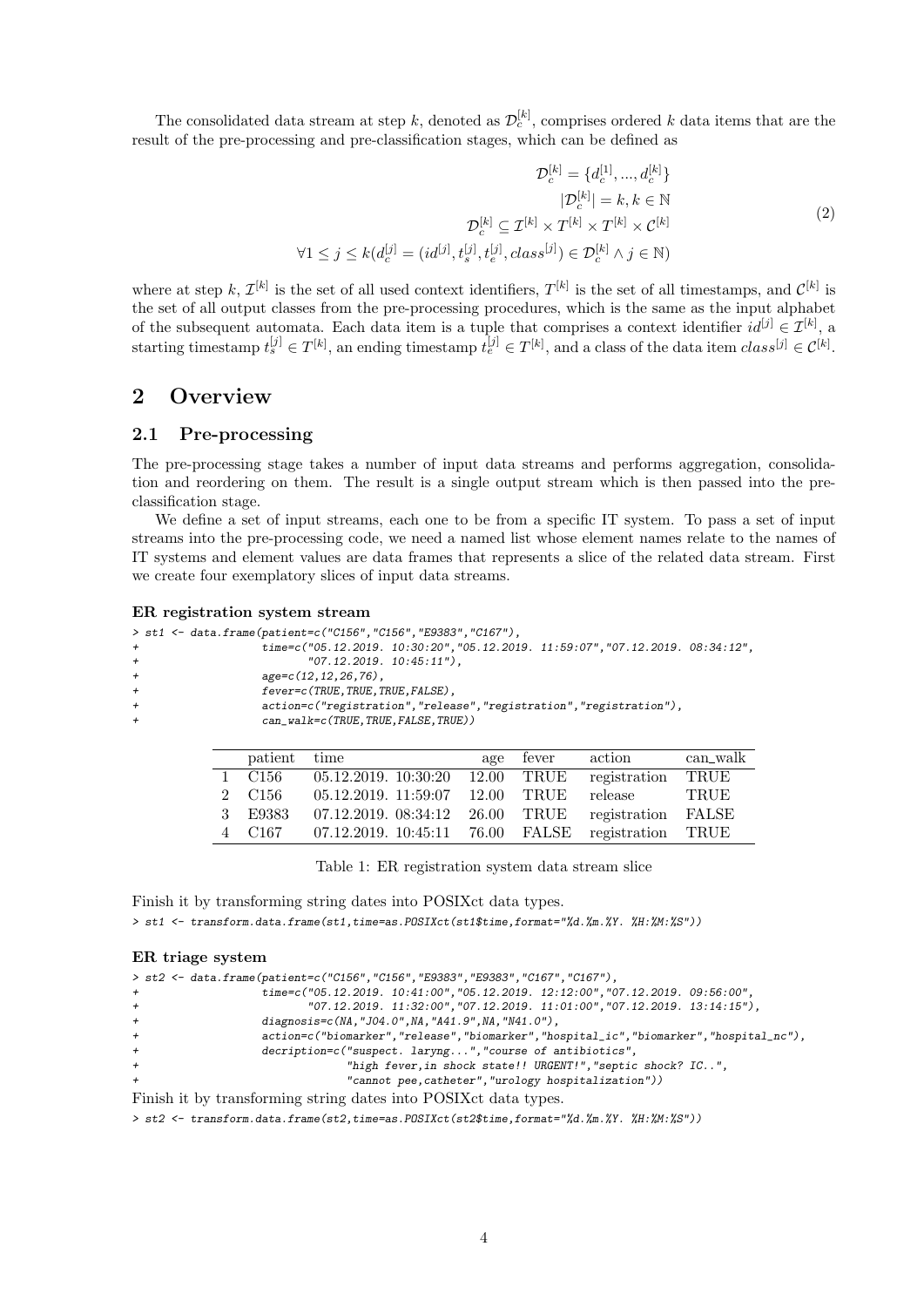The consolidated data stream at step $k$, denoted as $\mathcal{D}_c^{[k]}$, comprises ordered $k$ data items that are the result of the pre-processing and pre-classification stages, which can be defined as

$$
\begin{aligned}
\mathcal{D}_c^{[k]} &= \{d_c^{[1]}, ..., d_c^{[k]}\} \\
|\mathcal{D}_c^{[k]}| &= k, k \in \mathbb{N} \\
\mathcal{D}_c^{[k]} &\subseteq \mathcal{I}^{[k]} \times T^{[k]} \times T^{[k]} \times \mathcal{C}^{[k]} \\
\forall 1 \leq j \leq k(d_c^{[j]} &= (id^{[j]}, t_s^{[j]}, t_e^{[j]}, class^{[j]}) \in \mathcal{D}_c^{[k]} \wedge j \in \mathbb{N})
\end{aligned}
\tag{2}
$$

where at step $k$, $\mathcal{I}^{[k]}$ is the set of all used context identifiers, $T^{[k]}$ is the set of all timestamps, and $\mathcal{C}^{[k]}$ is the set of all output classes from the pre-processing procedures, which is the same as the input alphabet of the subsequent automata. Each data item is a tuple that comprises a context identifier $id^{[j]} \in \mathcal{I}^{[k]}$, a starting timestamp $t_s^{[j]} \in T^{[k]}$, an ending timestamp $t_e^{[j]} \in T^{[k]}$, and a class of the data item $class^{[j]} \in \mathcal{C}^{[k]}$.

## 2 Overview

### 2.1 Pre-processing

The pre-processing stage takes a number of input data streams and performs aggregation, consolidation and reordering on them. The result is a single output stream which is then passed into the pre-classification stage.

We define a set of input streams, each one to be from a specific IT system. To pass a set of input streams into the pre-processing code, we need a named list whose element names relate to the names of IT systems and element values are data frames that represents a slice of the related data stream. First we create four exemplatory slices of input data streams.

**ER registration system stream**

```
> st1 <- data.frame(patient=c("C156","C156","E9383","C167"),
+                  time=c("05.12.2019. 10:30:20","05.12.2019. 11:59:07","07.12.2019. 08:34:12",
+                         "07.12.2019. 10:45:11"),
+                  age=c(12,12,26,76),
+                  fever=c(TRUE,TRUE,TRUE,FALSE),
+                  action=c("registration","release","registration","registration"),
+                  can_walk=c(TRUE,TRUE,FALSE,TRUE))
```

| | patient | time | age | fever | action | can_walk |
|---|---|---|---|---|---|---|
| 1 | C156 | 05.12.2019. 10:30:20 | 12.00 | TRUE | registration | TRUE |
| 2 | C156 | 05.12.2019. 11:59:07 | 12.00 | TRUE | release | TRUE |
| 3 | E9383 | 07.12.2019. 08:34:12 | 26.00 | TRUE | registration | FALSE |
| 4 | C167 | 07.12.2019. 10:45:11 | 76.00 | FALSE | registration | TRUE |

Table 1: ER registration system data stream slice

Finish it by transforming string dates into POSIXct data types.

```
> st1 <- transform.data.frame(st1,time=as.POSIXct(st1$time,format="%d.%m.%Y. %H:%M:%S"))
```

**ER triage system**

```
> st2 <- data.frame(patient=c("C156","C156","E9383","E9383","C167","C167"),
+                  time=c("05.12.2019. 10:41:00","05.12.2019. 12:12:00","07.12.2019. 09:56:00",
+                         "07.12.2019. 11:32:00","07.12.2019. 11:01:00","07.12.2019. 13:14:15"),
+                  diagnosis=c(NA,"J04.0",NA,"A41.9",NA,"N41.0"),
+                  action=c("biomarker","release","biomarker","hospital_ic","biomarker","hospital_nc"),
+                  decription=c("suspect. laryng...","course of antibiotics",
+                               "high fever,in shock state!! URGENT!","septic shock? IC..",
+                               "cannot pee,catheter","urology hospitalization"))
```

Finish it by transforming string dates into POSIXct data types.

```
> st2 <- transform.data.frame(st2,time=as.POSIXct(st2$time,format="%d.%m.%Y. %H:%M:%S"))
```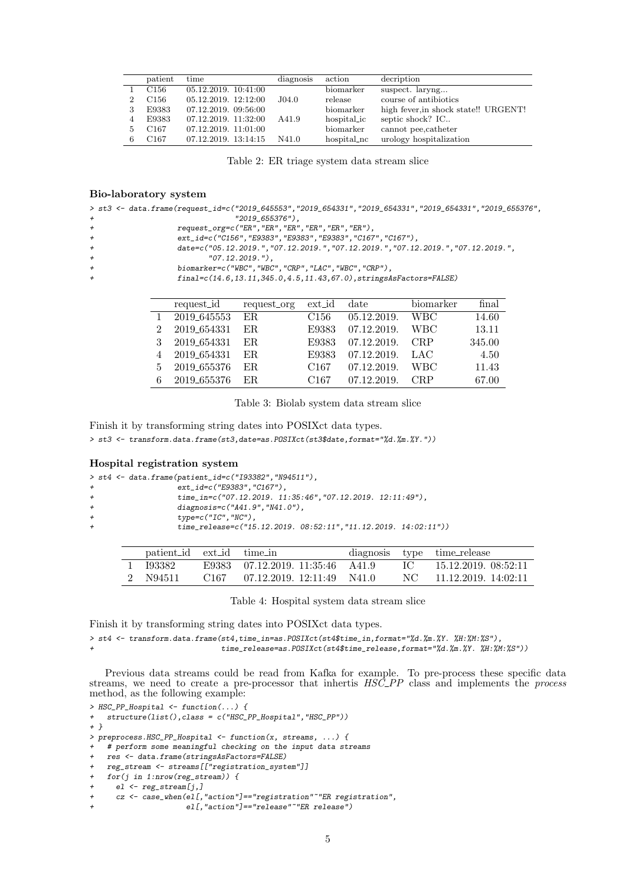|   | patient | time | diagnosis | action | decription |
|---|---|---|---|---|---|
| 1 | C156 | 05.12.2019. 10:41:00 |  | biomarker | suspect. laryng... |
| 2 | C156 | 05.12.2019. 12:12:00 | J04.0 | release | course of antibiotics |
| 3 | E9383 | 07.12.2019. 09:56:00 |  | biomarker | high fever,in shock state!! URGENT! |
| 4 | E9383 | 07.12.2019. 11:32:00 | A41.9 | hospital_ic | septic shock? IC.. |
| 5 | C167 | 07.12.2019. 11:01:00 |  | biomarker | cannot pee,catheter |
| 6 | C167 | 07.12.2019. 13:14:15 | N41.0 | hospital_nc | urology hospitalization |

Table 2: ER triage system data stream slice

### Bio-laboratory system

```
> st3 <- data.frame(request_id=c("2019_645553","2019_654331","2019_654331","2019_654331","2019_655376",
+                   "2019_655376"),
+              request_org=c("ER","ER","ER","ER","ER","ER"),
+              ext_id=c("C156","E9383","E9383","E9383","C167","C167"),
+              date=c("05.12.2019.","07.12.2019.","07.12.2019.","07.12.2019.","07.12.2019.",
+                   "07.12.2019."),
+              biomarker=c("WBC","WBC","CRP","LAC","WBC","CRP"),
+              final=c(14.6,13.11,345.0,4.5,11.43,67.0),stringsAsFactors=FALSE)
```

|   | request_id | request_org | ext_id | date | biomarker | final |
|---|---|---|---|---|---|---|
| 1 | 2019_645553 | ER | C156 | 05.12.2019. | WBC | 14.60 |
| 2 | 2019_654331 | ER | E9383 | 07.12.2019. | WBC | 13.11 |
| 3 | 2019_654331 | ER | E9383 | 07.12.2019. | CRP | 345.00 |
| 4 | 2019_654331 | ER | E9383 | 07.12.2019. | LAC | 4.50 |
| 5 | 2019_655376 | ER | C167 | 07.12.2019. | WBC | 11.43 |
| 6 | 2019_655376 | ER | C167 | 07.12.2019. | CRP | 67.00 |

Table 3: Biolab system data stream slice

Finish it by transforming string dates into POSIXct data types.

```
> st3 <- transform.data.frame(st3,date=as.POSIXct(st3$date,format="%d.%m.%Y."))
```

### Hospital registration system

```
> st4 <- data.frame(patient_id=c("I93382","N94511"),
+              ext_id=c("E9383","C167"),
+              time_in=c("07.12.2019. 11:35:46","07.12.2019. 12:11:49"),
+              diagnosis=c("A41.9","N41.0"),
+              type=c("IC","NC"),
+              time_release=c("15.12.2019. 08:52:11","11.12.2019. 14:02:11"))
```

|   | patient_id | ext_id | time_in | diagnosis | type | time_release |
|---|---|---|---|---|---|---|
| 1 | I93382 | E9383 | 07.12.2019. 11:35:46 | A41.9 | IC | 15.12.2019. 08:52:11 |
| 2 | N94511 | C167 | 07.12.2019. 12:11:49 | N41.0 | NC | 11.12.2019. 14:02:11 |

Table 4: Hospital system data stream slice

Finish it by transforming string dates into POSIXct data types.

```
> st4 <- transform.data.frame(st4,time_in=as.POSIXct(st4$time_in,format="%d.%m.%Y. %H:%M:%S"),
+                   time_release=as.POSIXct(st4$time_release,format="%d.%m.%Y. %H:%M:%S"))
```

Previous data streams could be read from Kafka for example. To pre-process these specific data streams, we need to create a pre-processor that inhertis *HSC_PP* class and implements the *process* method, as the following example:

```
> HSC_PP_Hospital <- function(...) {
+   structure(list(),class = c("HSC_PP_Hospital","HSC_PP"))
+ }
> preprocess.HSC_PP_Hospital <- function(x, streams, ...) {
+   # perform some meaningful checking on the input data streams
+   res <- data.frame(stringsAsFactors=FALSE)
+   reg_stream <- streams[["registration_system"]]
+   for(j in 1:nrow(reg_stream)) {
+     el <- reg_stream[j,]
+     cz <- case_when(el[,"action"]=="registration"~"ER registration",
+                     el[,"action"]=="release"~"ER release")
```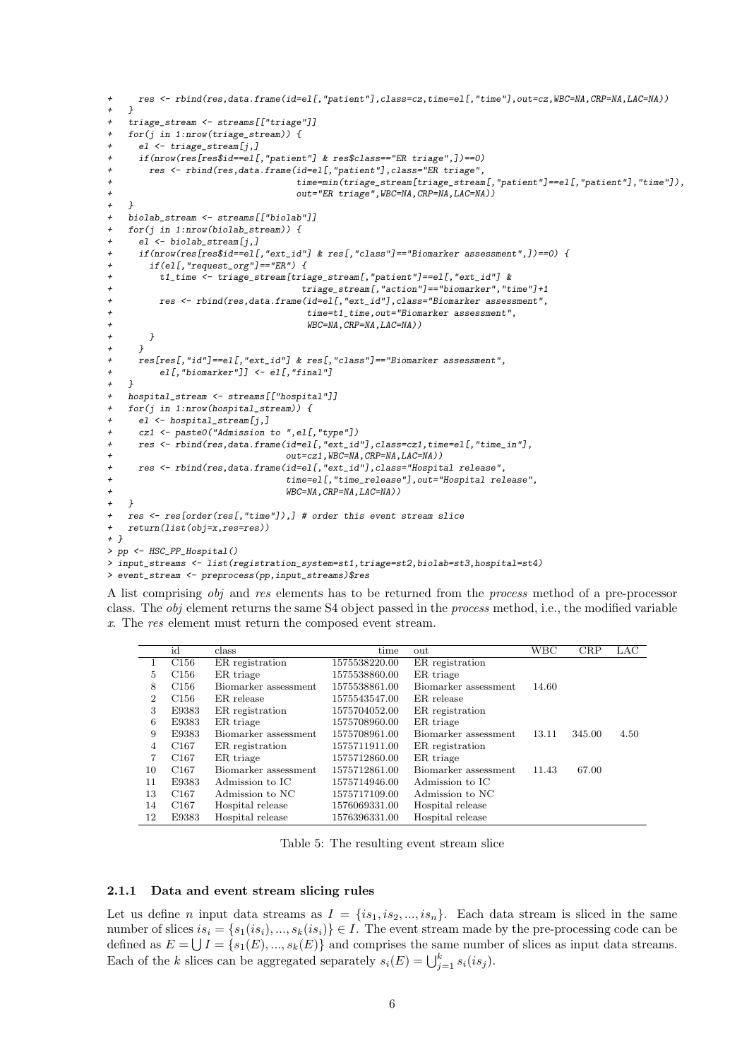```
+     res <- rbind(res,data.frame(id=el[,"patient"],class=cz,time=el[,"time"],out=cz,WBC=NA,CRP=NA,LAC=NA))
+   }
+   triage_stream <- streams[["triage"]]
+   for(j in 1:nrow(triage_stream)) {
+     el <- triage_stream[j,]
+     if(nrow(res[res$id==el[,"patient"] & res$class=="ER triage",])==0)
+       res <- rbind(res,data.frame(id=el[,"patient"],class="ER triage",
+                                   time=min(triage_stream[triage_stream[,"patient"]==el[,"patient"],"time"]),
+                                   out="ER triage",WBC=NA,CRP=NA,LAC=NA))
+   }
+   biolab_stream <- streams[["biolab"]]
+   for(j in 1:nrow(biolab_stream)) {
+     el <- biolab_stream[j,]
+     if(nrow(res[res$id==el[,"ext_id"] & res[,"class"]=="Biomarker assessment",])==0) {
+       if(el[,"request_org"]=="ER") {
+         t1_time <- triage_stream[triage_stream[,"patient"]==el[,"ext_id"] &
+                                  triage_stream[,"action"]=="biomarker","time"]+1
+         res <- rbind(res,data.frame(id=el[,"ext_id"],class="Biomarker assessment",
+                                     time=t1_time,out="Biomarker assessment",
+                                     WBC=NA,CRP=NA,LAC=NA))
+       }
+     }
+     res[res[,"id"]==el[,"ext_id"] & res[,"class"]=="Biomarker assessment",
+         el[,"biomarker"]] <- el[,"final"]
+   }
+   hospital_stream <- streams[["hospital"]]
+   for(j in 1:nrow(hospital_stream)) {
+     el <- hospital_stream[j,]
+     cz1 <- paste0("Admission to ",el[,"type"])
+     res <- rbind(res,data.frame(id=el[,"ext_id"],class=cz1,time=el[,"time_in"],
+                                 out=cz1,WBC=NA,CRP=NA,LAC=NA))
+     res <- rbind(res,data.frame(id=el[,"ext_id"],class="Hospital release",
+                                 time=el[,"time_release"],out="Hospital release",
+                                 WBC=NA,CRP=NA,LAC=NA))
+   }
+   res <- res[order(res[,"time"]),] # order this event stream slice
+   return(list(obj=x,res=res))
+ }
> pp <- HSC_PP_Hospital()
> input_streams <- list(registration_system=st1,triage=st2,biolab=st3,hospital=st4)
> event_stream <- preprocess(pp,input_streams)$res
```

A list comprising *obj* and *res* elements has to be returned from the *process* method of a pre-processor class. The *obj* element returns the same S4 object passed in the *process* method, i.e., the modified variable *x*. The *res* element must return the composed event stream.

| | id | class | time | out | WBC | CRP | LAC |
|---|---|---|---|---|---|---|---|
| 1 | C156 | ER registration | 1575538220.00 | ER registration | | | |
| 5 | C156 | ER triage | 1575538860.00 | ER triage | | | |
| 8 | C156 | Biomarker assessment | 1575538861.00 | Biomarker assessment | 14.60 | | |
| 2 | C156 | ER release | 1575543547.00 | ER release | | | |
| 3 | E9383 | ER registration | 1575704052.00 | ER registration | | | |
| 6 | E9383 | ER triage | 1575708960.00 | ER triage | | | |
| 9 | E9383 | Biomarker assessment | 1575708961.00 | Biomarker assessment | 13.11 | 345.00 | 4.50 |
| 4 | C167 | ER registration | 1575711911.00 | ER registration | | | |
| 7 | C167 | ER triage | 1575712860.00 | ER triage | | | |
| 10 | C167 | Biomarker assessment | 1575712861.00 | Biomarker assessment | 11.43 | 67.00 | |
| 11 | E9383 | Admission to IC | 1575714946.00 | Admission to IC | | | |
| 13 | C167 | Admission to NC | 1575717109.00 | Admission to NC | | | |
| 14 | C167 | Hospital release | 1576069331.00 | Hospital release | | | |
| 12 | E9383 | Hospital release | 1576396331.00 | Hospital release | | | |

Table 5: The resulting event stream slice

### 2.1.1 Data and event stream slicing rules

Let us define $n$ input data streams as $I = \{is_1, is_2, ..., is_n\}$. Each data stream is sliced in the same number of slices $is_i = \{s_1(is_i), ..., s_k(is_i)\} \in I$. The event stream made by the pre-processing code can be defined as $E = \bigcup I = \{s_1(E), ..., s_k(E)\}$ and comprises the same number of slices as input data streams. Each of the $k$ slices can be aggregated separately $s_i(E) = \bigcup_{j=1}^{k} s_i(is_j)$.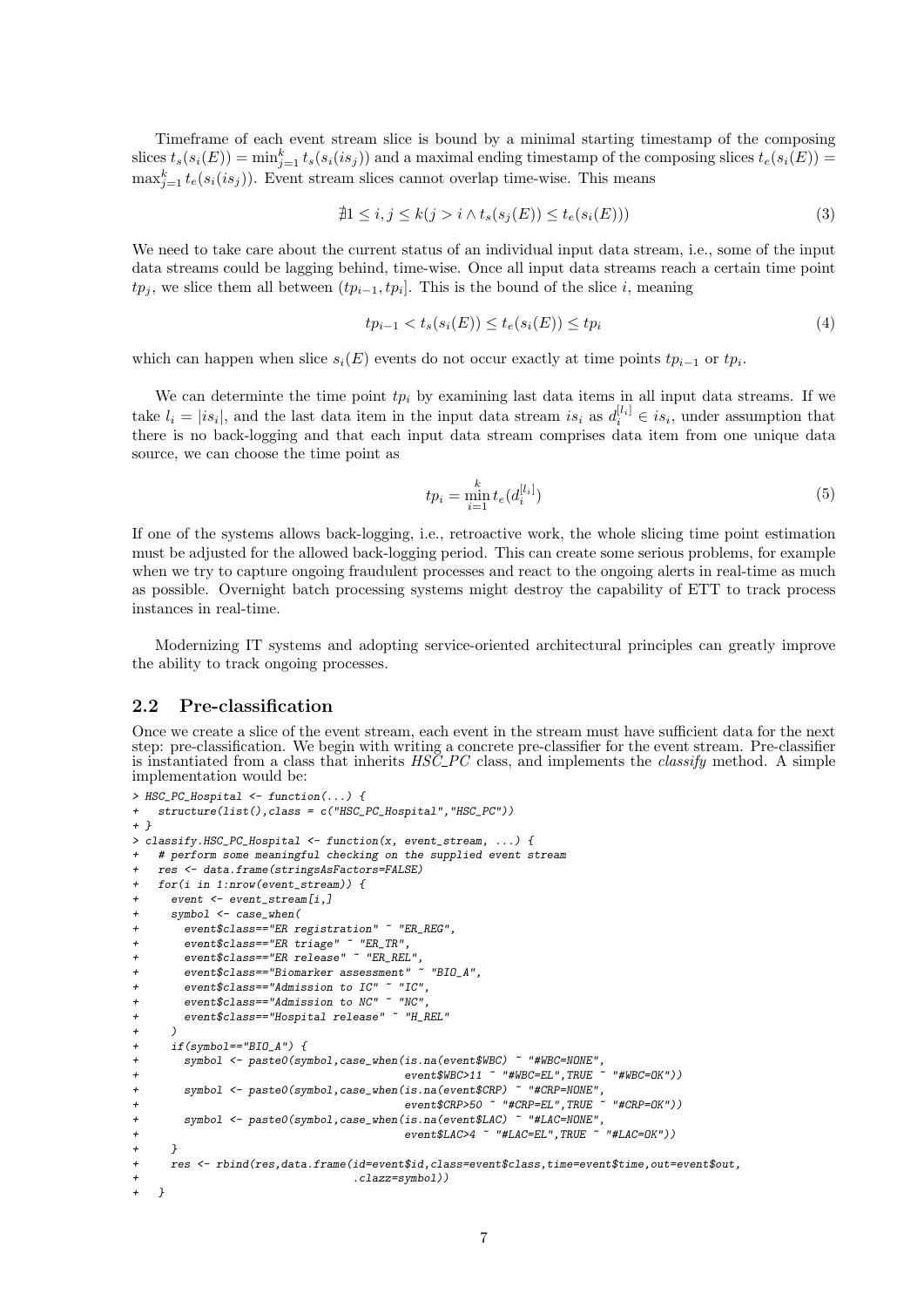Timeframe of each event stream slice is bound by a minimal starting timestamp of the composing slices $t_s(s_i(E)) = \min_{j=1}^{k} t_s(s_i(is_j))$ and a maximal ending timestamp of the composing slices $t_e(s_i(E)) = \max_{j=1}^{k} t_e(s_i(is_j))$. Event stream slices cannot overlap time-wise. This means

$$\nexists 1 \leq i, j \leq k(j > i \wedge t_s(s_j(E)) \leq t_e(s_i(E))) \tag{3}$$

We need to take care about the current status of an individual input data stream, i.e., some of the input data streams could be lagging behind, time-wise. Once all input data streams reach a certain time point $tp_j$, we slice them all between $(tp_{i-1}, tp_i]$. This is the bound of the slice $i$, meaning

$$tp_{i-1} < t_s(s_i(E)) \leq t_e(s_i(E)) \leq tp_i \tag{4}$$

which can happen when slice $s_i(E)$ events do not occur exactly at time points $tp_{i-1}$ or $tp_i$.

We can determinte the time point $tp_i$ by examining last data items in all input data streams. If we take $l_i = |is_i|$, and the last data item in the input data stream $is_i$ as $d_i^{[l_i]} \in is_i$, under assumption that there is no back-logging and that each input data stream comprises data item from one unique data source, we can choose the time point as

$$tp_i = \min_{i=1}^{k} t_e(d_i^{[l_i]}) \tag{5}$$

If one of the systems allows back-logging, i.e., retroactive work, the whole slicing time point estimation must be adjusted for the allowed back-logging period. This can create some serious problems, for example when we try to capture ongoing fraudulent processes and react to the ongoing alerts in real-time as much as possible. Overnight batch processing systems might destroy the capability of ETT to track process instances in real-time.

Modernizing IT systems and adopting service-oriented architectural principles can greatly improve the ability to track ongoing processes.

## 2.2 Pre-classification

Once we create a slice of the event stream, each event in the stream must have sufficient data for the next step: pre-classification. We begin with writing a concrete pre-classifier for the event stream. Pre-classifier is instantiated from a class that inherits *HSC_PC* class, and implements the *classify* method. A simple implementation would be:

```
> HSC_PC_Hospital <- function(...) {
+   structure(list(),class = c("HSC_PC_Hospital","HSC_PC"))
+ }
> classify.HSC_PC_Hospital <- function(x, event_stream, ...) {
+   # perform some meaningful checking on the supplied event stream
+   res <- data.frame(stringsAsFactors=FALSE)
+   for(i in 1:nrow(event_stream)) {
+     event <- event_stream[i,]
+     symbol <- case_when(
+       event$class=="ER registration" ~ "ER_REG",
+       event$class=="ER triage" ~ "ER_TR",
+       event$class=="ER release" ~ "ER_REL",
+       event$class=="Biomarker assessment" ~ "BIO_A",
+       event$class=="Admission to IC" ~ "IC",
+       event$class=="Admission to NC" ~ "NC",
+       event$class=="Hospital release" ~ "H_REL"
+     )
+     if(symbol=="BIO_A") {
+       symbol <- paste0(symbol,case_when(is.na(event$WBC) ~ "#WBC=NONE",
+                                         event$WBC>11 ~ "#WBC=EL",TRUE ~ "#WBC=OK"))
+       symbol <- paste0(symbol,case_when(is.na(event$CRP) ~ "#CRP=NONE",
+                                         event$CRP>50 ~ "#CRP=EL",TRUE ~ "#CRP=OK"))
+       symbol <- paste0(symbol,case_when(is.na(event$LAC) ~ "#LAC=NONE",
+                                         event$LAC>4 ~ "#LAC=EL",TRUE ~ "#LAC=OK"))
+     }
+     res <- rbind(res,data.frame(id=event$id,class=event$class,time=event$time,out=event$out,
+                                 .clazz=symbol))
+   }
```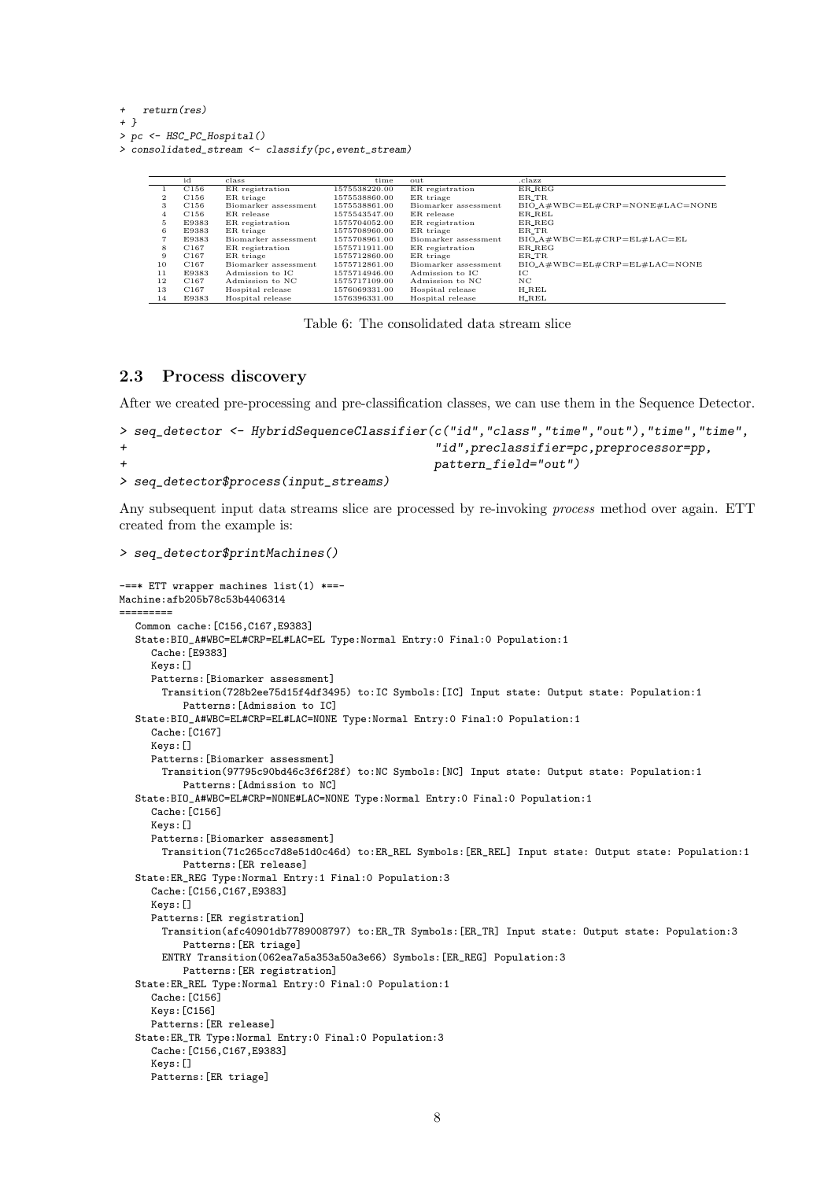```
+   return(res)
+ }
> pc <- HSC_PC_Hospital()
> consolidated_stream <- classify(pc,event_stream)
```

| | id | class | time | out | .clazz |
|---|---|---|---|---|---|
| 1 | C156 | ER registration | 1575538220.00 | ER registration | ER_REG |
| 2 | C156 | ER triage | 1575538860.00 | ER triage | ER_TR |
| 3 | C156 | Biomarker assessment | 1575538861.00 | Biomarker assessment | BIO_A#WBC=EL#CRP=NONE#LAC=NONE |
| 4 | C156 | ER release | 1575543547.00 | ER release | ER_REL |
| 5 | E9383 | ER registration | 1575704052.00 | ER registration | ER_REG |
| 6 | E9383 | ER triage | 1575708960.00 | ER triage | ER_TR |
| 7 | E9383 | Biomarker assessment | 1575708961.00 | Biomarker assessment | BIO_A#WBC=EL#CRP=EL#LAC=EL |
| 8 | C167 | ER registration | 1575711911.00 | ER registration | ER_REG |
| 9 | C167 | ER triage | 1575712860.00 | ER triage | ER_TR |
| 10 | C167 | Biomarker assessment | 1575712861.00 | Biomarker assessment | BIO_A#WBC=EL#CRP=EL#LAC=NONE |
| 11 | E9383 | Admission to IC | 1575714946.00 | Admission to IC | IC |
| 12 | C167 | Admission to NC | 1575717109.00 | Admission to NC | NC |
| 13 | C167 | Hospital release | 1576069331.00 | Hospital release | H_REL |
| 14 | E9383 | Hospital release | 1576396331.00 | Hospital release | H_REL |

Table 6: The consolidated data stream slice

## 2.3 Process discovery

After we created pre-processing and pre-classification classes, we can use them in the Sequence Detector.

```
> seq_detector <- HybridSequenceClassifier(c("id","class","time","out"),"time","time",
+                                          "id",preclassifier=pc,preprocessor=pp,
+                                          pattern_field="out")
> seq_detector$process(input_streams)
```

Any subsequent input data streams slice are processed by re-invoking *process* method over again. ETT created from the example is:

```
> seq_detector$printMachines()

-==* ETT wrapper machines list(1) *==-
Machine:afb205b78c53b4406314
=========
   Common cache:[C156,C167,E9383]
   State:BIO_A#WBC=EL#CRP=EL#LAC=EL Type:Normal Entry:0 Final:0 Population:1
      Cache:[E9383]
      Keys:[]
      Patterns:[Biomarker assessment]
        Transition(728b2ee75d15f4df3495) to:IC Symbols:[IC] Input state: Output state: Population:1
            Patterns:[Admission to IC]
   State:BIO_A#WBC=EL#CRP=EL#LAC=NONE Type:Normal Entry:0 Final:0 Population:1
      Cache:[C167]
      Keys:[]
      Patterns:[Biomarker assessment]
        Transition(97795c90bd46c3f6f28f) to:NC Symbols:[NC] Input state: Output state: Population:1
            Patterns:[Admission to NC]
   State:BIO_A#WBC=EL#CRP=NONE#LAC=NONE Type:Normal Entry:0 Final:0 Population:1
      Cache:[C156]
      Keys:[]
      Patterns:[Biomarker assessment]
        Transition(71c265cc7d8e51d0c46d) to:ER_REL Symbols:[ER_REL] Input state: Output state: Population:1
            Patterns:[ER release]
   State:ER_REG Type:Normal Entry:1 Final:0 Population:3
      Cache:[C156,C167,E9383]
      Keys:[]
      Patterns:[ER registration]
        Transition(afc40901db7789008797) to:ER_TR Symbols:[ER_TR] Input state: Output state: Population:3
            Patterns:[ER triage]
        ENTRY Transition(062ea7a5a353a50a3e66) Symbols:[ER_REG] Population:3
            Patterns:[ER registration]
   State:ER_REL Type:Normal Entry:0 Final:0 Population:1
      Cache:[C156]
      Keys:[C156]
      Patterns:[ER release]
   State:ER_TR Type:Normal Entry:0 Final:0 Population:3
      Cache:[C156,C167,E9383]
      Keys:[]
      Patterns:[ER triage]
```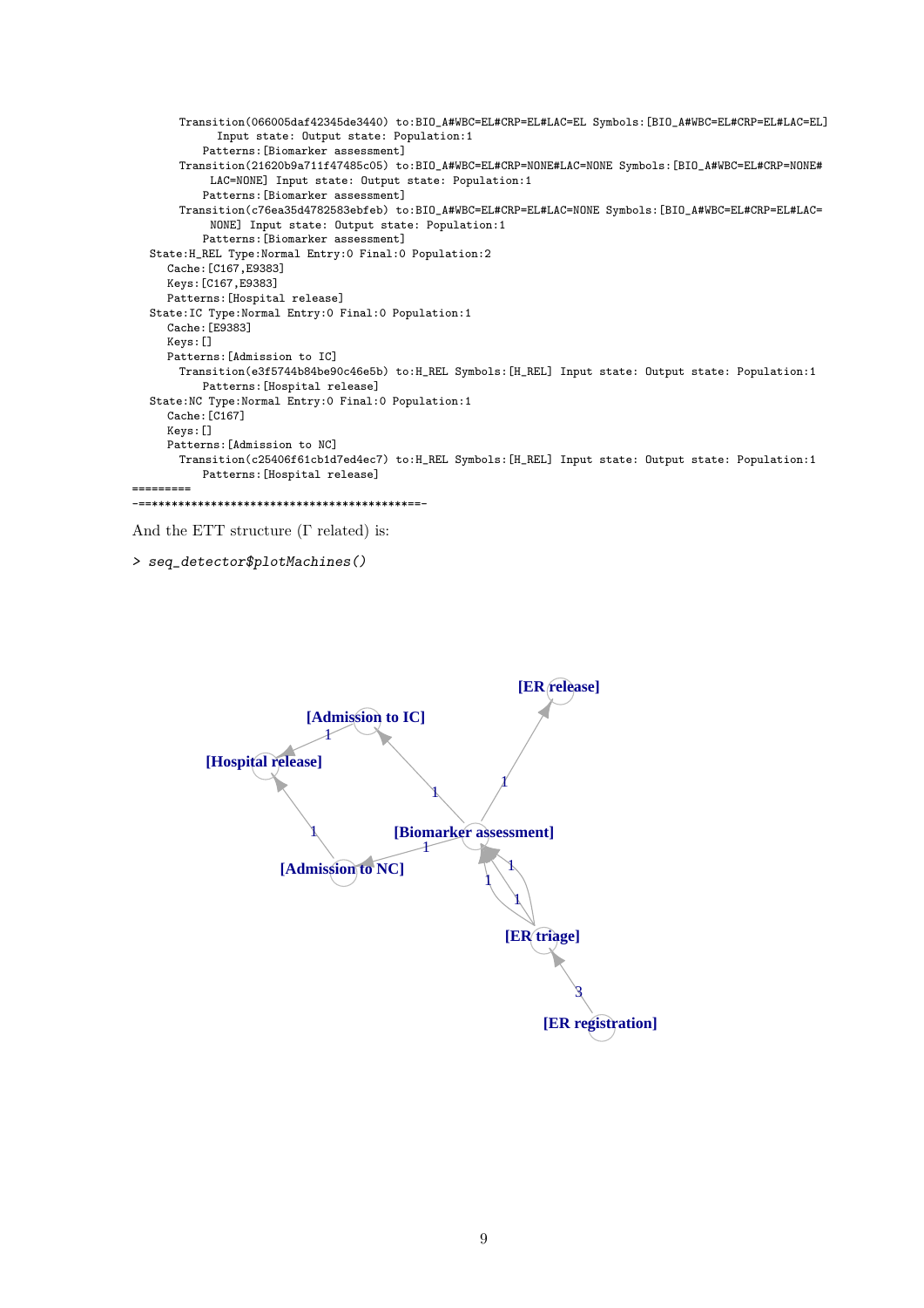```
      Transition(066005daf42345de3440) to:BIO_A#WBC=EL#CRP=EL#LAC=EL Symbols:[BIO_A#WBC=EL#CRP=EL#LAC=EL]
            Input state: Output state: Population:1
         Patterns:[Biomarker assessment]
      Transition(21620b9a711f47485c05) to:BIO_A#WBC=EL#CRP=NONE#LAC=NONE Symbols:[BIO_A#WBC=EL#CRP=NONE#
           LAC=NONE] Input state: Output state: Population:1
         Patterns:[Biomarker assessment]
      Transition(c76ea35d4782583ebfeb) to:BIO_A#WBC=EL#CRP=EL#LAC=NONE Symbols:[BIO_A#WBC=EL#CRP=EL#LAC=
           NONE] Input state: Output state: Population:1
         Patterns:[Biomarker assessment]
  State:H_REL Type:Normal Entry:0 Final:0 Population:2
     Cache:[C167,E9383]
     Keys:[C167,E9383]
     Patterns:[Hospital release]
  State:IC Type:Normal Entry:0 Final:0 Population:1
     Cache:[E9383]
     Keys:[]
     Patterns:[Admission to IC]
      Transition(e3f5744b84be90c46e5b) to:H_REL Symbols:[H_REL] Input state: Output state: Population:1
         Patterns:[Hospital release]
  State:NC Type:Normal Entry:0 Final:0 Population:1
     Cache:[C167]
     Keys:[]
     Patterns:[Admission to NC]
      Transition(c25406f61cb1d7ed4ec7) to:H_REL Symbols:[H_REL] Input state: Output state: Population:1
         Patterns:[Hospital release]
=========
-==*******************************************==-
```

And the ETT structure ($\Gamma$ related) is:

```
> seq_detector$plotMachines()
```

[ER release]

[Admission to IC]

[Hospital release]

[Biomarker assessment]

[Admission to NC]

[ER triage]

[ER registration]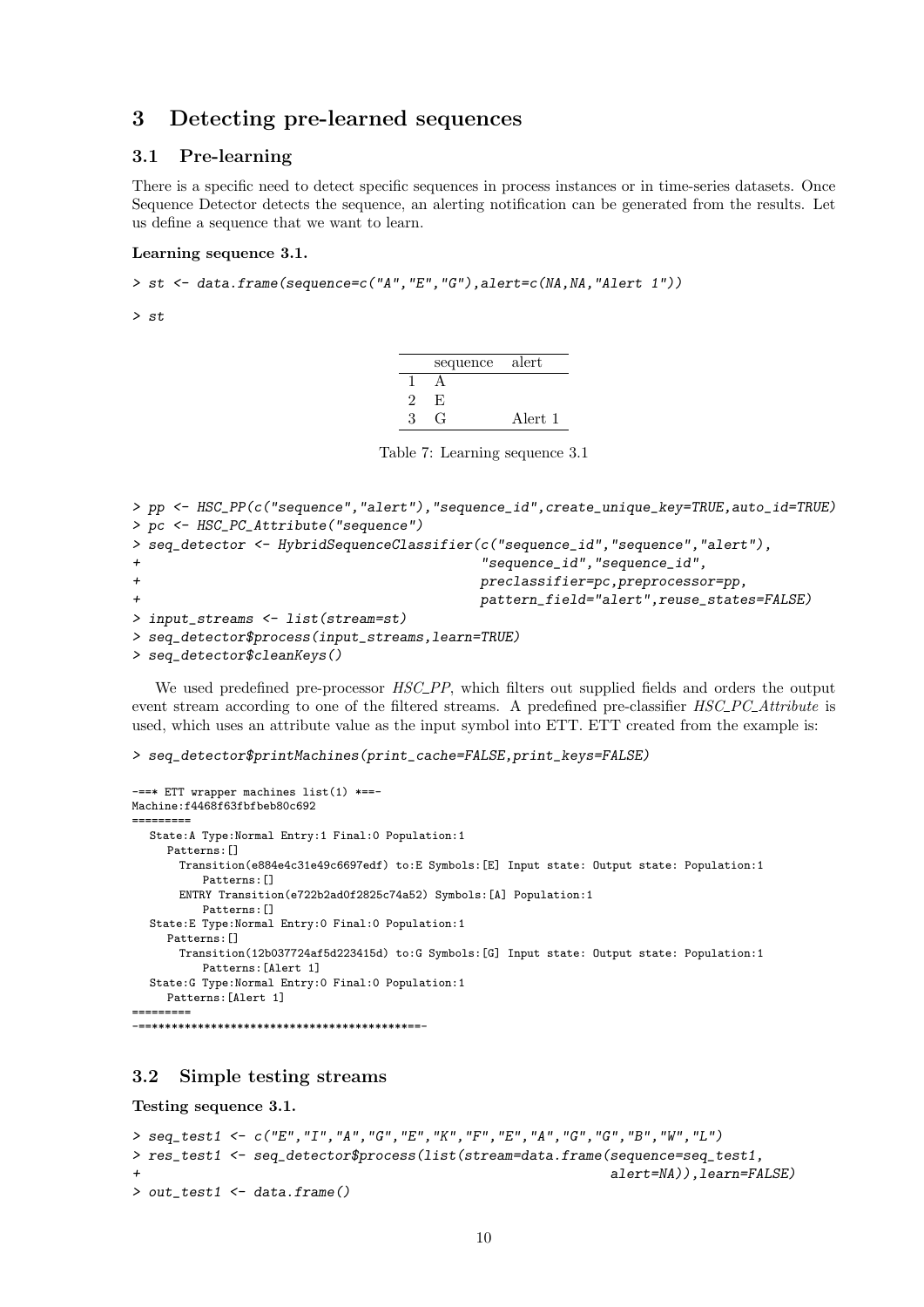## 3 Detecting pre-learned sequences

### 3.1 Pre-learning

There is a specific need to detect specific sequences in process instances or in time-series datasets. Once Sequence Detector detects the sequence, an alerting notification can be generated from the results. Let us define a sequence that we want to learn.

**Learning sequence 3.1.**

```
> st <- data.frame(sequence=c("A","E","G"),alert=c(NA,NA,"Alert 1"))
> st
```

| | sequence | alert |
|---|---|---|
| 1 | A | |
| 2 | E | |
| 3 | G | Alert 1 |

Table 7: Learning sequence 3.1

```
> pp <- HSC_PP(c("sequence","alert"),"sequence_id",create_unique_key=TRUE,auto_id=TRUE)
> pc <- HSC_PC_Attribute("sequence")
> seq_detector <- HybridSequenceClassifier(c("sequence_id","sequence","alert"),
+                                          "sequence_id","sequence_id",
+                                          preclassifier=pc,preprocessor=pp,
+                                          pattern_field="alert",reuse_states=FALSE)
> input_streams <- list(stream=st)
> seq_detector$process(input_streams,learn=TRUE)
> seq_detector$cleanKeys()
```

We used predefined pre-processor *HSC_PP*, which filters out supplied fields and orders the output event stream according to one of the filtered streams. A predefined pre-classifier *HSC_PC_Attribute* is used, which uses an attribute value as the input symbol into ETT. ETT created from the example is:

```
> seq_detector$printMachines(print_cache=FALSE,print_keys=FALSE)
```

```
-==* ETT wrapper machines list(1) *==-
Machine:f4468f63fbfbeb80c692
=========
   State:A Type:Normal Entry:1 Final:0 Population:1
     Patterns:[]
       Transition(e884e4c31e49c6697edf) to:E Symbols:[E] Input state: Output state: Population:1
           Patterns:[]
       ENTRY Transition(e722b2ad0f2825c74a52) Symbols:[A] Population:1
           Patterns:[]
   State:E Type:Normal Entry:0 Final:0 Population:1
     Patterns:[]
       Transition(12b037724af5d223415d) to:G Symbols:[G] Input state: Output state: Population:1
           Patterns:[Alert 1]
   State:G Type:Normal Entry:0 Final:0 Population:1
     Patterns:[Alert 1]
=========
-==****************************************==-
```

### 3.2 Simple testing streams

**Testing sequence 3.1.**

```
> seq_test1 <- c("E","I","A","G","E","K","F","E","A","G","G","B","W","L")
> res_test1 <- seq_detector$process(list(stream=data.frame(sequence=seq_test1,
+                                                          alert=NA)),learn=FALSE)
> out_test1 <- data.frame()
```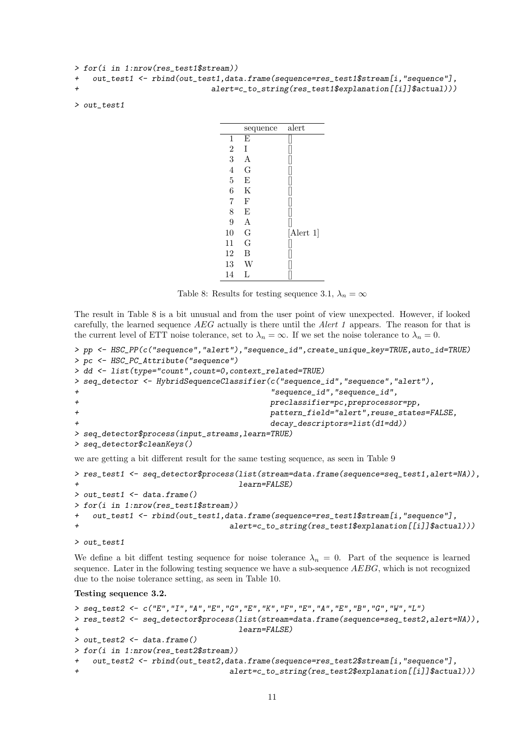```
> for(i in 1:nrow(res_test1$stream))
+   out_test1 <- rbind(out_test1,data.frame(sequence=res_test1$stream[i,"sequence"],
+                              alert=c_to_string(res_test1$explanation[[i]]$actual)))
> out_test1
```

| | sequence | alert |
|---|---|---|
| 1 | E | [] |
| 2 | I | [] |
| 3 | A | [] |
| 4 | G | [] |
| 5 | E | [] |
| 6 | K | [] |
| 7 | F | [] |
| 8 | E | [] |
| 9 | A | [] |
| 10 | G | [Alert 1] |
| 11 | G | [] |
| 12 | B | [] |
| 13 | W | [] |
| 14 | L | [] |

Table 8: Results for testing sequence 3.1, $\lambda_n = \infty$

The result in Table 8 is a bit unusual and from the user point of view unexpected. However, if looked carefully, the learned sequence *AEG* actually is there until the *Alert 1* appears. The reason for that is the current level of ETT noise tolerance, set to $\lambda_n = \infty$. If we set the noise tolerance to $\lambda_n = 0$.

```
> pp <- HSC_PP(c("sequence","alert"),"sequence_id",create_unique_key=TRUE,auto_id=TRUE)
> pc <- HSC_PC_Attribute("sequence")
> dd <- list(type="count",count=0,context_related=TRUE)
> seq_detector <- HybridSequenceClassifier(c("sequence_id","sequence","alert"),
+                                       "sequence_id","sequence_id",
+                                       preclassifier=pc,preprocessor=pp,
+                                       pattern_field="alert",reuse_states=FALSE,
+                                       decay_descriptors=list(d1=dd))
> seq_detector$process(input_streams,learn=TRUE)
> seq_detector$cleanKeys()
```

we are getting a bit different result for the same testing sequence, as seen in Table 9

```
> res_test1 <- seq_detector$process(list(stream=data.frame(sequence=seq_test1,alert=NA)),
+                                learn=FALSE)
> out_test1 <- data.frame()
> for(i in 1:nrow(res_test1$stream))
+   out_test1 <- rbind(out_test1,data.frame(sequence=res_test1$stream[i,"sequence"],
+                                 alert=c_to_string(res_test1$explanation[[i]]$actual)))
> out_test1
```

We define a bit diffent testing sequence for noise tolerance $\lambda_n = 0$. Part of the sequence is learned sequence. Later in the following testing sequence we have a sub-sequence *AEBG*, which is not recognized due to the noise tolerance setting, as seen in Table 10.

**Testing sequence 3.2.**

```
> seq_test2 <- c("E","I","A","E","G","E","K","F","E","A","E","B","G","W","L")
> res_test2 <- seq_detector$process(list(stream=data.frame(sequence=seq_test2,alert=NA)),
+                                learn=FALSE)
> out_test2 <- data.frame()
> for(i in 1:nrow(res_test2$stream))
+   out_test2 <- rbind(out_test2,data.frame(sequence=res_test2$stream[i,"sequence"],
+                                 alert=c_to_string(res_test2$explanation[[i]]$actual)))
```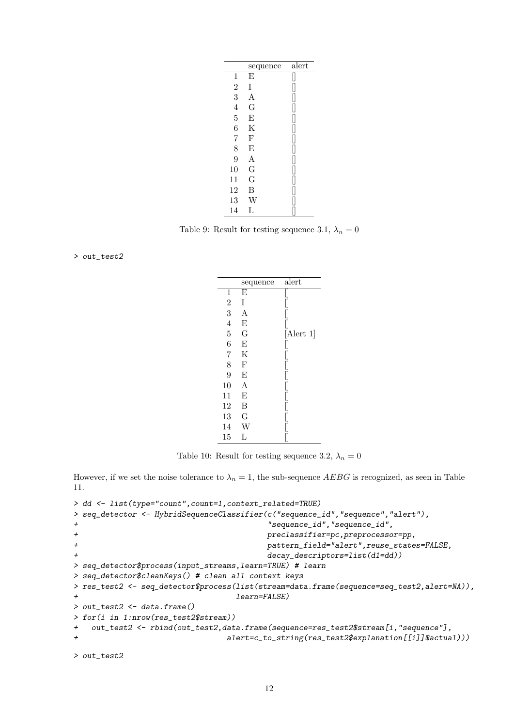|  | sequence | alert |
|---|---|---|
| 1 | E | [] |
| 2 | I | [] |
| 3 | A | [] |
| 4 | G | [] |
| 5 | E | [] |
| 6 | K | [] |
| 7 | F | [] |
| 8 | E | [] |
| 9 | A | [] |
| 10 | G | [] |
| 11 | G | [] |
| 12 | B | [] |
| 13 | W | [] |
| 14 | L | [] |

Table 9: Result for testing sequence 3.1, $\lambda_n = 0$

```
> out_test2
```

|  | sequence | alert |
|---|---|---|
| 1 | E | [] |
| 2 | I | [] |
| 3 | A | [] |
| 4 | E | [] |
| 5 | G | [Alert 1] |
| 6 | E | [] |
| 7 | K | [] |
| 8 | F | [] |
| 9 | E | [] |
| 10 | A | [] |
| 11 | E | [] |
| 12 | B | [] |
| 13 | G | [] |
| 14 | W | [] |
| 15 | L | [] |

Table 10: Result for testing sequence 3.2, $\lambda_n = 0$

However, if we set the noise tolerance to $\lambda_n = 1$, the sub-sequence $AEBG$ is recognized, as seen in Table 11.

```
> dd <- list(type="count",count=1,context_related=TRUE)
> seq_detector <- HybridSequenceClassifier(c("sequence_id","sequence","alert"),
+                                          "sequence_id","sequence_id",
+                                          preclassifier=pc,preprocessor=pp,
+                                          pattern_field="alert",reuse_states=FALSE,
+                                          decay_descriptors=list(d1=dd))
> seq_detector$process(input_streams,learn=TRUE) # learn
> seq_detector$cleanKeys() # clean all context keys
> res_test2 <- seq_detector$process(list(stream=data.frame(sequence=seq_test2,alert=NA)),
+                                   learn=FALSE)
> out_test2 <- data.frame()
> for(i in 1:nrow(res_test2$stream))
+   out_test2 <- rbind(out_test2,data.frame(sequence=res_test2$stream[i,"sequence"],
+                                 alert=c_to_string(res_test2$explanation[[i]]$actual)))

> out_test2
```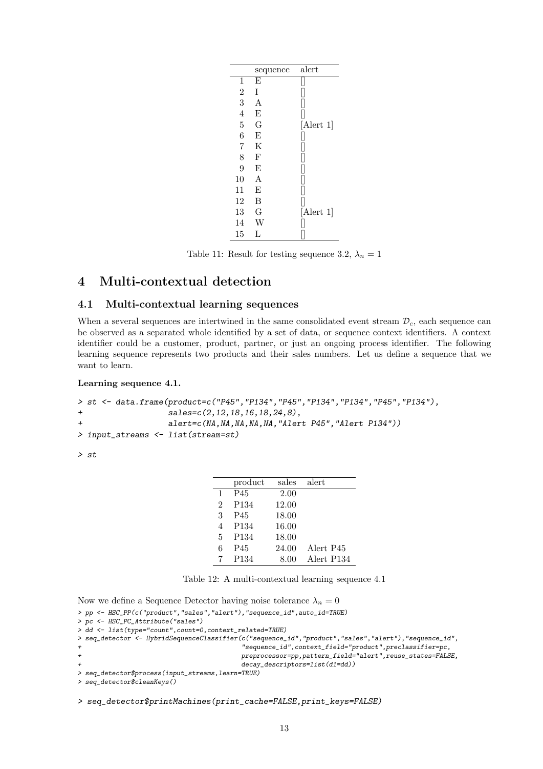|  | sequence | alert |
|---|---|---|
| 1 | E | [] |
| 2 | I | [] |
| 3 | A | [] |
| 4 | E | [] |
| 5 | G | [Alert 1] |
| 6 | E | [] |
| 7 | K | [] |
| 8 | F | [] |
| 9 | E | [] |
| 10 | A | [] |
| 11 | E | [] |
| 12 | B | [] |
| 13 | G | [Alert 1] |
| 14 | W | [] |
| 15 | L | [] |

Table 11: Result for testing sequence 3.2, $\lambda_n = 1$

# 4 Multi-contextual detection

## 4.1 Multi-contextual learning sequences

When a several sequences are intertwined in the same consolidated event stream $\mathcal{D}_c$, each sequence can be observed as a separated whole identified by a set of data, or sequence context identifiers. A context identifier could be a customer, product, partner, or just an ongoing process identifier. The following learning sequence represents two products and their sales numbers. Let us define a sequence that we want to learn.

**Learning sequence 4.1.**

```
> st <- data.frame(product=c("P45","P134","P45","P134","P134","P45","P134"),
+                  sales=c(2,12,18,16,18,24,8),
+                  alert=c(NA,NA,NA,NA,NA,"Alert P45","Alert P134"))
> input_streams <- list(stream=st)
```

```
> st
```

|  | product | sales | alert |
|---|---|---|---|
| 1 | P45 | 2.00 |  |
| 2 | P134 | 12.00 |  |
| 3 | P45 | 18.00 |  |
| 4 | P134 | 16.00 |  |
| 5 | P134 | 18.00 |  |
| 6 | P45 | 24.00 | Alert P45 |
| 7 | P134 | 8.00 | Alert P134 |

Table 12: A multi-contextual learning sequence 4.1

Now we define a Sequence Detector having noise tolerance $\lambda_n = 0$

```
> pp <- HSC_PP(c("product","sales","alert"),"sequence_id",auto_id=TRUE)
> pc <- HSC_PC_Attribute("sales")
> dd <- list(type="count",count=0,context_related=TRUE)
> seq_detector <- HybridSequenceClassifier(c("sequence_id","product","sales","alert"),"sequence_id",
+                                         "sequence_id",context_field="product",preclassifier=pc,
+                                         preprocessor=pp,pattern_field="alert",reuse_states=FALSE,
+                                         decay_descriptors=list(d1=dd))
> seq_detector$process(input_streams,learn=TRUE)
> seq_detector$cleanKeys()
```

```
> seq_detector$printMachines(print_cache=FALSE,print_keys=FALSE)
```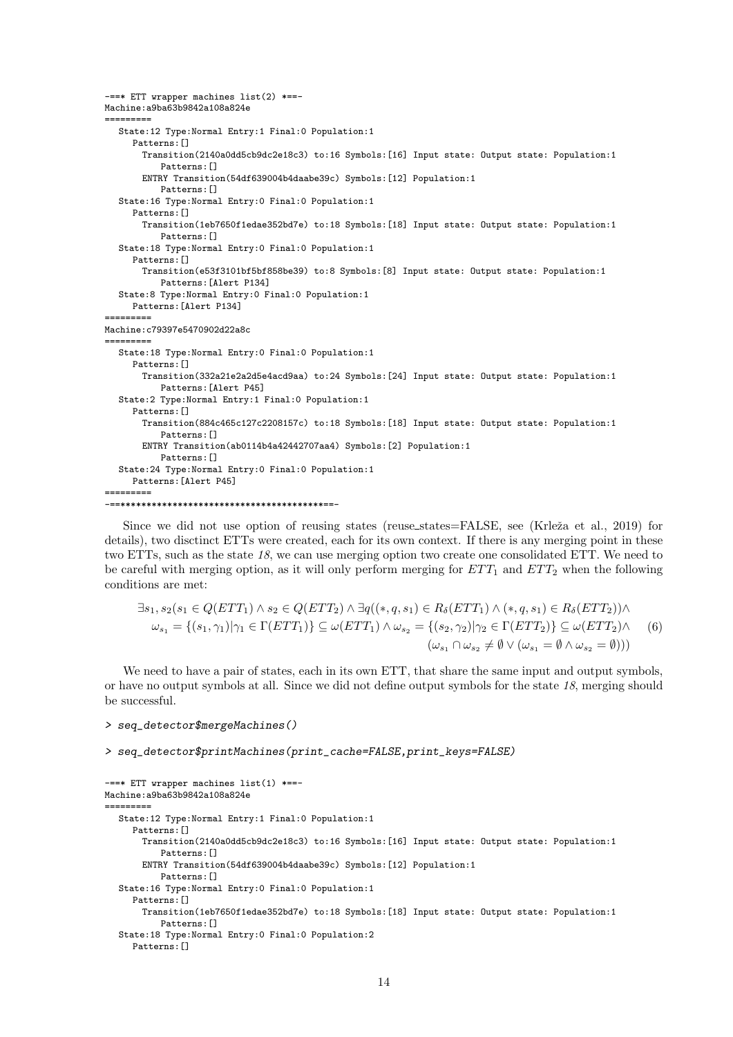```
-==* ETT wrapper machines list(2) *==-
Machine:a9ba63b9842a108a824e
=========
   State:12 Type:Normal Entry:1 Final:0 Population:1
      Patterns:[]
        Transition(2140a0dd5cb9dc2e18c3) to:16 Symbols:[16] Input state: Output state: Population:1
            Patterns:[]
        ENTRY Transition(54df639004b4daabe39c) Symbols:[12] Population:1
            Patterns:[]
   State:16 Type:Normal Entry:0 Final:0 Population:1
      Patterns:[]
        Transition(1eb7650f1edae352bd7e) to:18 Symbols:[18] Input state: Output state: Population:1
            Patterns:[]
   State:18 Type:Normal Entry:0 Final:0 Population:1
      Patterns:[]
        Transition(e53f3101bf5bf858be39) to:8 Symbols:[8] Input state: Output state: Population:1
            Patterns:[Alert P134]
   State:8 Type:Normal Entry:0 Final:0 Population:1
      Patterns:[Alert P134]
=========
Machine:c79397e5470902d22a8c
=========
   State:18 Type:Normal Entry:0 Final:0 Population:1
      Patterns:[]
        Transition(332a21e2a2d5e4acd9aa) to:24 Symbols:[24] Input state: Output state: Population:1
            Patterns:[Alert P45]
   State:2 Type:Normal Entry:1 Final:0 Population:1
      Patterns:[]
        Transition(884c465c127c2208157c) to:18 Symbols:[18] Input state: Output state: Population:1
            Patterns:[]
        ENTRY Transition(ab0114b4a42442707aa4) Symbols:[2] Population:1
            Patterns:[]
   State:24 Type:Normal Entry:0 Final:0 Population:1
      Patterns:[Alert P45]
=========
-==**************************************==-
```

Since we did not use option of reusing states (reuse_states=FALSE, see (Krleža et al., 2019) for details), two disctinct ETTs were created, each for its own context. If there is any merging point in these two ETTs, such as the state *18*, we can use merging option two create one consolidated ETT. We need to be careful with merging option, as it will only perform merging for $ETT_1$ and $ETT_2$ when the following conditions are met:

$$\begin{aligned}\exists s_1, s_2(s_1 \in Q(ETT_1) \wedge s_2 \in Q(ETT_2) \wedge \exists q((*, q, s_1) \in R_\delta(ETT_1) \wedge (*, q, s_1) \in R_\delta(ETT_2)) \wedge \\ \omega_{s_1} = \{(s_1, \gamma_1) | \gamma_1 \in \Gamma(ETT_1)\} \subseteq \omega(ETT_1) \wedge \omega_{s_2} = \{(s_2, \gamma_2) | \gamma_2 \in \Gamma(ETT_2)\} \subseteq \omega(ETT_2) \wedge \\ (\omega_{s_1} \cap \omega_{s_2} \neq \emptyset \vee (\omega_{s_1} = \emptyset \wedge \omega_{s_2} = \emptyset)))\end{aligned} \tag{6}$$

We need to have a pair of states, each in its own ETT, that share the same input and output symbols, or have no output symbols at all. Since we did not define output symbols for the state *18*, merging should be successful.

```
> seq_detector$mergeMachines()

> seq_detector$printMachines(print_cache=FALSE,print_keys=FALSE)
```

```
-==* ETT wrapper machines list(1) *==-
Machine:a9ba63b9842a108a824e
=========
   State:12 Type:Normal Entry:1 Final:0 Population:1
      Patterns:[]
        Transition(2140a0dd5cb9dc2e18c3) to:16 Symbols:[16] Input state: Output state: Population:1
            Patterns:[]
        ENTRY Transition(54df639004b4daabe39c) Symbols:[12] Population:1
            Patterns:[]
   State:16 Type:Normal Entry:0 Final:0 Population:1
      Patterns:[]
        Transition(1eb7650f1edae352bd7e) to:18 Symbols:[18] Input state: Output state: Population:1
            Patterns:[]
   State:18 Type:Normal Entry:0 Final:0 Population:2
      Patterns:[]
```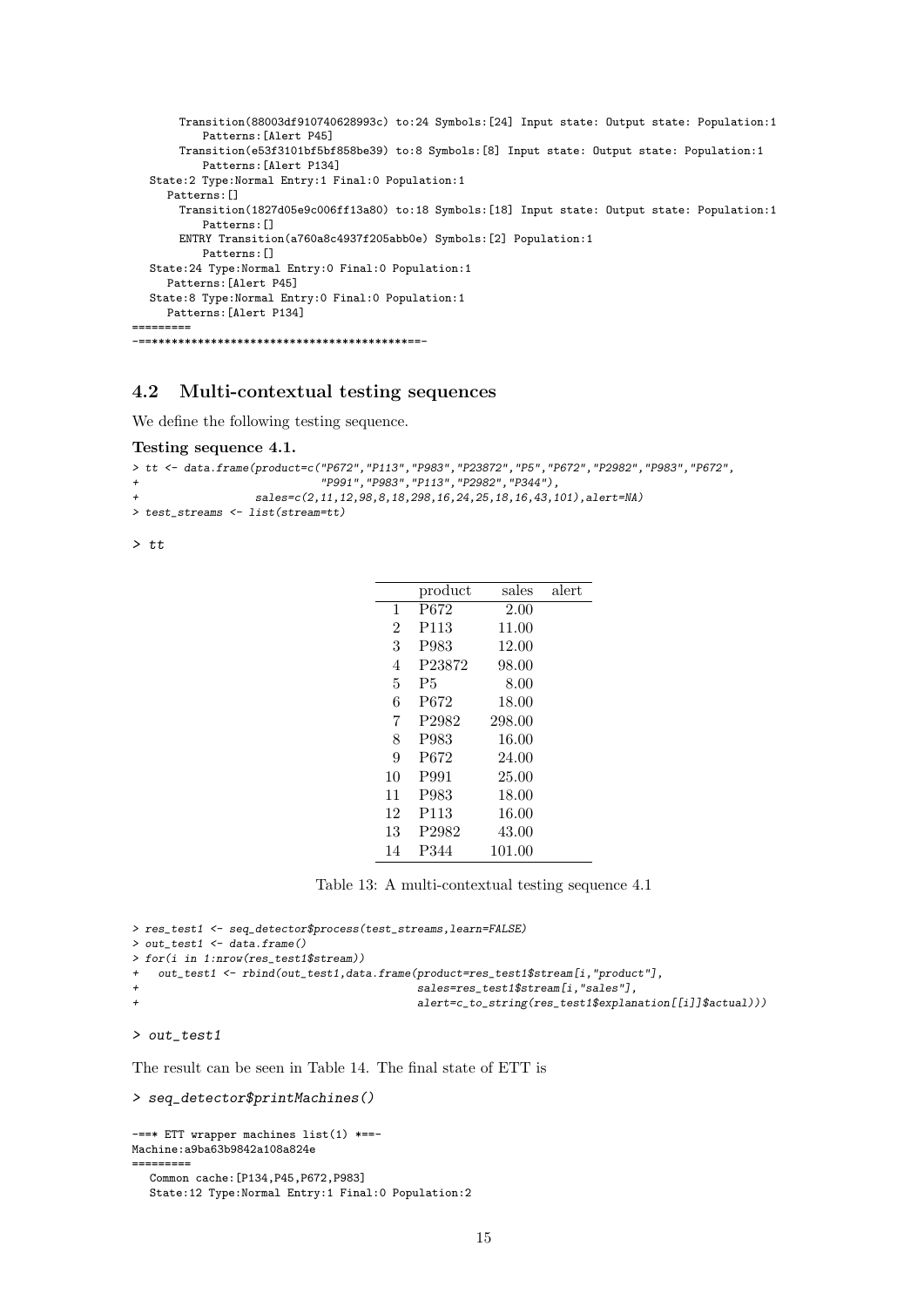```
      Transition(88003df910740628993c) to:24 Symbols:[24] Input state: Output state: Population:1
          Patterns:[Alert P45]
      Transition(e53f3101bf5bf858be39) to:8 Symbols:[8] Input state: Output state: Population:1
          Patterns:[Alert P134]
   State:2 Type:Normal Entry:1 Final:0 Population:1
     Patterns:[]
      Transition(1827d05e9c006ff13a80) to:18 Symbols:[18] Input state: Output state: Population:1
          Patterns:[]
      ENTRY Transition(a760a8c4937f205abb0e) Symbols:[2] Population:1
          Patterns:[]
   State:24 Type:Normal Entry:0 Final:0 Population:1
     Patterns:[Alert P45]
   State:8 Type:Normal Entry:0 Final:0 Population:1
     Patterns:[Alert P134]
=========
-==****************************************==-
```

## 4.2 Multi-contextual testing sequences

We define the following testing sequence.

**Testing sequence 4.1.**

```
> tt <- data.frame(product=c("P672","P113","P983","P23872","P5","P672","P2982","P983","P672",
+                           "P991","P983","P113","P2982","P344"),
+                  sales=c(2,11,12,98,8,18,298,16,24,25,18,16,43,101),alert=NA)
> test_streams <- list(stream=tt)
```

```
> tt
```

| | product | sales | alert |
|---|---|---|---|
| 1 | P672 | 2.00 | |
| 2 | P113 | 11.00 | |
| 3 | P983 | 12.00 | |
| 4 | P23872 | 98.00 | |
| 5 | P5 | 8.00 | |
| 6 | P672 | 18.00 | |
| 7 | P2982 | 298.00 | |
| 8 | P983 | 16.00 | |
| 9 | P672 | 24.00 | |
| 10 | P991 | 25.00 | |
| 11 | P983 | 18.00 | |
| 12 | P113 | 16.00 | |
| 13 | P2982 | 43.00 | |
| 14 | P344 | 101.00 | |

Table 13: A multi-contextual testing sequence 4.1

```
> res_test1 <- seq_detector$process(test_streams,learn=FALSE)
> out_test1 <- data.frame()
> for(i in 1:nrow(res_test1$stream))
+   out_test1 <- rbind(out_test1,data.frame(product=res_test1$stream[i,"product"],
+                                          sales=res_test1$stream[i,"sales"],
+                                          alert=c_to_string(res_test1$explanation[[i]]$actual)))
```

```
> out_test1
```

The result can be seen in Table 14. The final state of ETT is

```
> seq_detector$printMachines()
```

```
-==* ETT wrapper machines list(1) *==-
Machine:a9ba63b9842a108a824e
=========
   Common cache:[P134,P45,P672,P983]
   State:12 Type:Normal Entry:1 Final:0 Population:2
```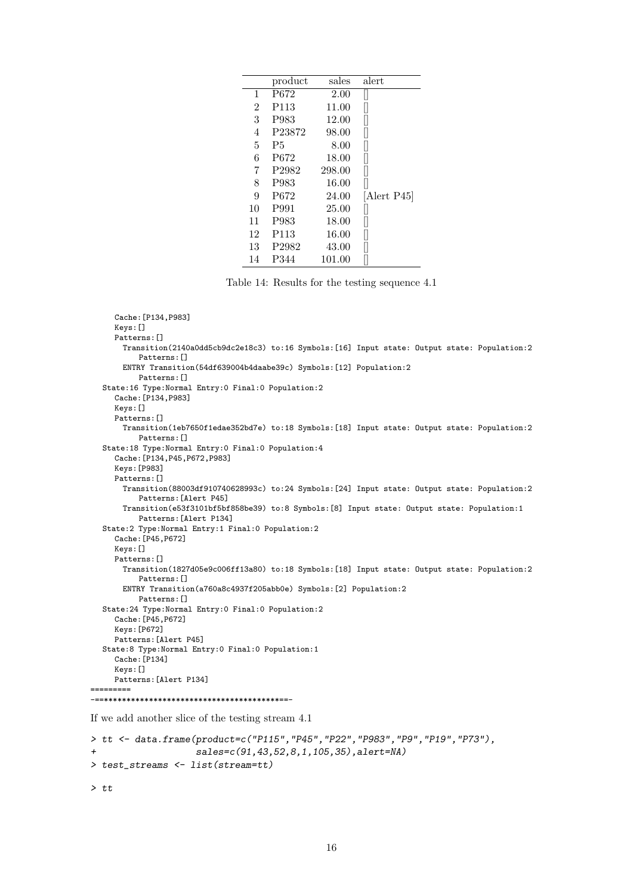|  | product | sales | alert |
|---|---|---|---|
| 1 | P672 | 2.00 | [] |
| 2 | P113 | 11.00 | [] |
| 3 | P983 | 12.00 | [] |
| 4 | P23872 | 98.00 | [] |
| 5 | P5 | 8.00 | [] |
| 6 | P672 | 18.00 | [] |
| 7 | P2982 | 298.00 | [] |
| 8 | P983 | 16.00 | [] |
| 9 | P672 | 24.00 | [Alert P45] |
| 10 | P991 | 25.00 | [] |
| 11 | P983 | 18.00 | [] |
| 12 | P113 | 16.00 | [] |
| 13 | P2982 | 43.00 | [] |
| 14 | P344 | 101.00 | [] |

Table 14: Results for the testing sequence 4.1

```
    Cache:[P134,P983]
    Keys:[]
    Patterns:[]
      Transition(2140a0dd5cb9dc2e18c3) to:16 Symbols:[16] Input state: Output state: Population:2
          Patterns:[]
      ENTRY Transition(54df639004b4daabe39c) Symbols:[12] Population:2
          Patterns:[]
  State:16 Type:Normal Entry:0 Final:0 Population:2
    Cache:[P134,P983]
    Keys:[]
    Patterns:[]
      Transition(1eb7650f1edae352bd7e) to:18 Symbols:[18] Input state: Output state: Population:2
          Patterns:[]
  State:18 Type:Normal Entry:0 Final:0 Population:4
    Cache:[P134,P45,P672,P983]
    Keys:[P983]
    Patterns:[]
      Transition(88003df910740628993c) to:24 Symbols:[24] Input state: Output state: Population:2
          Patterns:[Alert P45]
      Transition(e53f3101bf5bf858be39) to:8 Symbols:[8] Input state: Output state: Population:1
          Patterns:[Alert P134]
  State:2 Type:Normal Entry:1 Final:0 Population:2
    Cache:[P45,P672]
    Keys:[]
    Patterns:[]
      Transition(1827d05e9c006ff13a80) to:18 Symbols:[18] Input state: Output state: Population:2
          Patterns:[]
      ENTRY Transition(a760a8c4937f205abb0e) Symbols:[2] Population:2
          Patterns:[]
  State:24 Type:Normal Entry:0 Final:0 Population:2
    Cache:[P45,P672]
    Keys:[P672]
    Patterns:[Alert P45]
  State:8 Type:Normal Entry:0 Final:0 Population:1
    Cache:[P134]
    Keys:[]
    Patterns:[Alert P134]
=========
-==========================================-
```

If we add another slice of the testing stream 4.1

```
> tt <- data.frame(product=c("P115","P45","P22","P983","P9","P19","P73"),
+                  sales=c(91,43,52,8,1,105,35),alert=NA)
> test_streams <- list(stream=tt)
```

```
> tt
```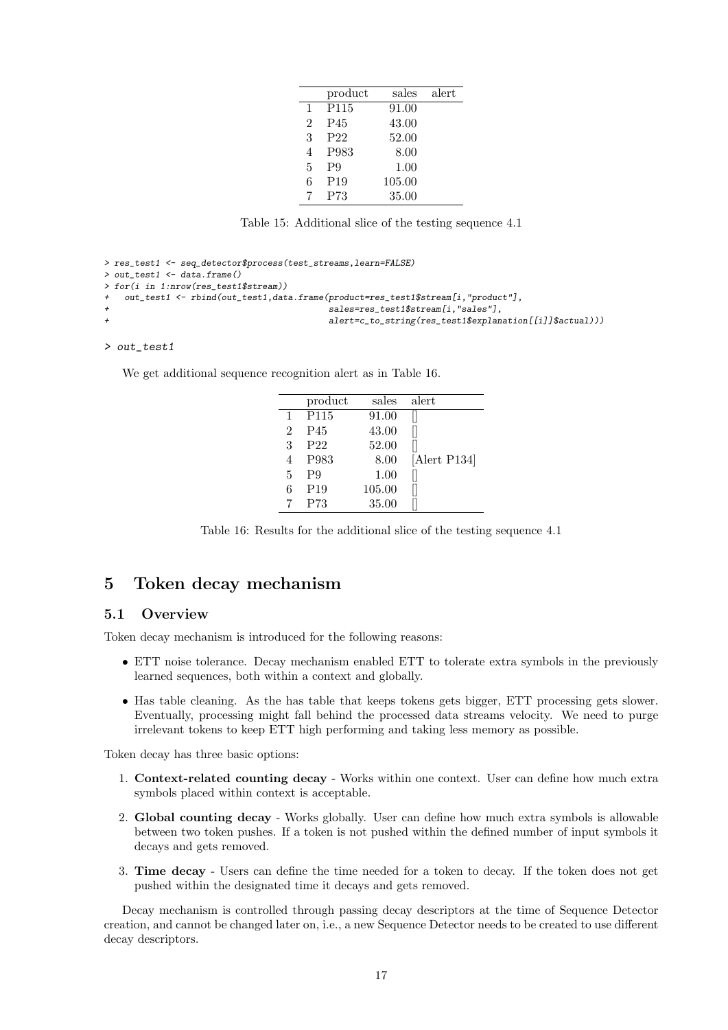|   | product | sales | alert |
|---|---|---|---|
| 1 | P115 | 91.00 | |
| 2 | P45 | 43.00 | |
| 3 | P22 | 52.00 | |
| 4 | P983 | 8.00 | |
| 5 | P9 | 1.00 | |
| 6 | P19 | 105.00 | |
| 7 | P73 | 35.00 | |

Table 15: Additional slice of the testing sequence 4.1

```
> res_test1 <- seq_detector$process(test_streams,learn=FALSE)
> out_test1 <- data.frame()
> for(i in 1:nrow(res_test1$stream))
+   out_test1 <- rbind(out_test1,data.frame(product=res_test1$stream[i,"product"],
+                                           sales=res_test1$stream[i,"sales"],
+                                           alert=c_to_string(res_test1$explanation[[i]]$actual)))
```

```
> out_test1
```

We get additional sequence recognition alert as in Table 16.

|   | product | sales | alert |
|---|---|---|---|
| 1 | P115 | 91.00 | [] |
| 2 | P45 | 43.00 | [] |
| 3 | P22 | 52.00 | [] |
| 4 | P983 | 8.00 | [Alert P134] |
| 5 | P9 | 1.00 | [] |
| 6 | P19 | 105.00 | [] |
| 7 | P73 | 35.00 | [] |

Table 16: Results for the additional slice of the testing sequence 4.1

# 5 Token decay mechanism

## 5.1 Overview

Token decay mechanism is introduced for the following reasons:

- ETT noise tolerance. Decay mechanism enabled ETT to tolerate extra symbols in the previously learned sequences, both within a context and globally.
- Has table cleaning. As the has table that keeps tokens gets bigger, ETT processing gets slower. Eventually, processing might fall behind the processed data streams velocity. We need to purge irrelevant tokens to keep ETT high performing and taking less memory as possible.

Token decay has three basic options:

1. **Context-related counting decay** - Works within one context. User can define how much extra symbols placed within context is acceptable.
2. **Global counting decay** - Works globally. User can define how much extra symbols is allowable between two token pushes. If a token is not pushed within the defined number of input symbols it decays and gets removed.
3. **Time decay** - Users can define the time needed for a token to decay. If the token does not get pushed within the designated time it decays and gets removed.

Decay mechanism is controlled through passing decay descriptors at the time of Sequence Detector creation, and cannot be changed later on, i.e., a new Sequence Detector needs to be created to use different decay descriptors.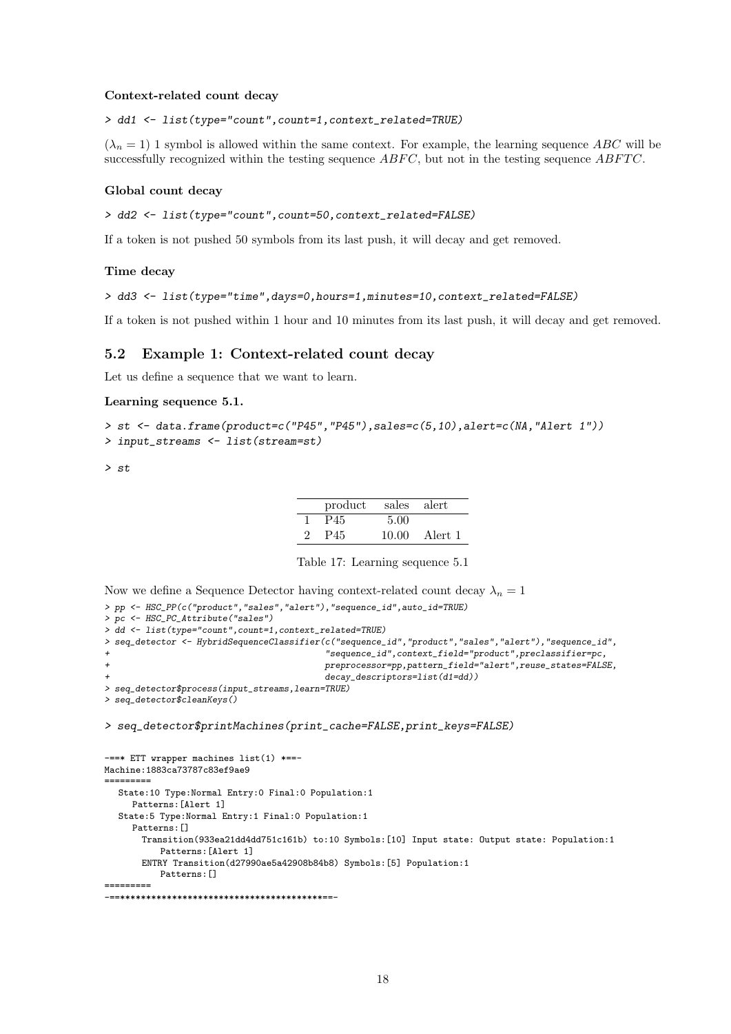**Context-related count decay**

```
> dd1 <- list(type="count",count=1,context_related=TRUE)
```

($\lambda_n = 1$) 1 symbol is allowed within the same context. For example, the learning sequence $ABC$ will be successfully recognized within the testing sequence $ABFC$, but not in the testing sequence $ABFTC$.

**Global count decay**

```
> dd2 <- list(type="count",count=50,context_related=FALSE)
```

If a token is not pushed 50 symbols from its last push, it will decay and get removed.

**Time decay**

```
> dd3 <- list(type="time",days=0,hours=1,minutes=10,context_related=FALSE)
```

If a token is not pushed within 1 hour and 10 minutes from its last push, it will decay and get removed.

## 5.2 Example 1: Context-related count decay

Let us define a sequence that we want to learn.

**Learning sequence 5.1.**

```
> st <- data.frame(product=c("P45","P45"),sales=c(5,10),alert=c(NA,"Alert 1"))
> input_streams <- list(stream=st)
> st
```

| | product | sales | alert |
|---|---|---|---|
| 1 | P45 | 5.00 | |
| 2 | P45 | 10.00 | Alert 1 |

Table 17: Learning sequence 5.1

Now we define a Sequence Detector having context-related count decay $\lambda_n = 1$

```
> pp <- HSC_PP(c("product","sales","alert"),"sequence_id",auto_id=TRUE)
> pc <- HSC_PC_Attribute("sales")
> dd <- list(type="count",count=1,context_related=TRUE)
> seq_detector <- HybridSequenceClassifier(c("sequence_id","product","sales","alert"),"sequence_id",
+                                        "sequence_id",context_field="product",preclassifier=pc,
+                                        preprocessor=pp,pattern_field="alert",reuse_states=FALSE,
+                                        decay_descriptors=list(d1=dd))
> seq_detector$process(input_streams,learn=TRUE)
> seq_detector$cleanKeys()
```

```
> seq_detector$printMachines(print_cache=FALSE,print_keys=FALSE)
```

```
-==* ETT wrapper machines list(1) *==-
Machine:1883ca73787c83ef9ae9
=========
   State:10 Type:Normal Entry:0 Final:0 Population:1
      Patterns:[Alert 1]
   State:5 Type:Normal Entry:1 Final:0 Population:1
      Patterns:[]
         Transition(933ea21dd4dd751c161b) to:10 Symbols:[10] Input state: Output state: Population:1
            Patterns:[Alert 1]
         ENTRY Transition(d27990ae5a42908b84b8) Symbols:[5] Population:1
            Patterns:[]
=========
-==*****************************************==-
```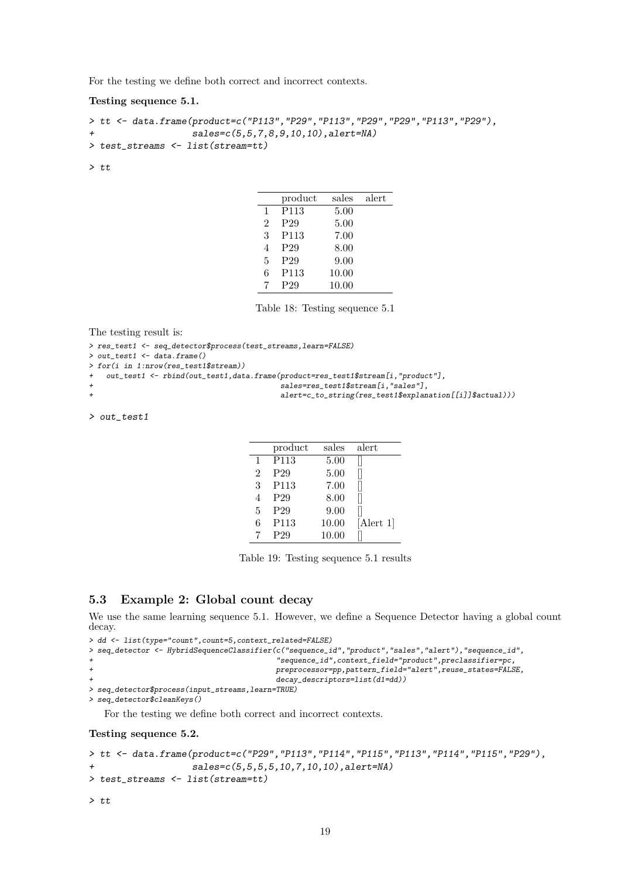For the testing we define both correct and incorrect contexts.

**Testing sequence 5.1.**

```
> tt <- data.frame(product=c("P113","P29","P113","P29","P29","P113","P29"),
+                  sales=c(5,5,7,8,9,10,10),alert=NA)
> test_streams <- list(stream=tt)
```

```
> tt
```

| | product | sales | alert |
|---|---|---|---|
| 1 | P113 | 5.00 | |
| 2 | P29 | 5.00 | |
| 3 | P113 | 7.00 | |
| 4 | P29 | 8.00 | |
| 5 | P29 | 9.00 | |
| 6 | P113 | 10.00 | |
| 7 | P29 | 10.00 | |

Table 18: Testing sequence 5.1

The testing result is:

```
> res_test1 <- seq_detector$process(test_streams,learn=FALSE)
> out_test1 <- data.frame()
> for(i in 1:nrow(res_test1$stream))
+   out_test1 <- rbind(out_test1,data.frame(product=res_test1$stream[i,"product"],
+                                           sales=res_test1$stream[i,"sales"],
+                                           alert=c_to_string(res_test1$explanation[[i]]$actual)))
```

```
> out_test1
```

| | product | sales | alert |
|---|---|---|---|
| 1 | P113 | 5.00 | [] |
| 2 | P29 | 5.00 | [] |
| 3 | P113 | 7.00 | [] |
| 4 | P29 | 8.00 | [] |
| 5 | P29 | 9.00 | [] |
| 6 | P113 | 10.00 | [Alert 1] |
| 7 | P29 | 10.00 | [] |

Table 19: Testing sequence 5.1 results

## 5.3 Example 2: Global count decay

We use the same learning sequence 5.1. However, we define a Sequence Detector having a global count decay.

```
> dd <- list(type="count",count=5,context_related=FALSE)
> seq_detector <- HybridSequenceClassifier(c("sequence_id","product","sales","alert"),"sequence_id",
+                                          "sequence_id",context_field="product",preclassifier=pc,
+                                          preprocessor=pp,pattern_field="alert",reuse_states=FALSE,
+                                          decay_descriptors=list(d1=dd))
> seq_detector$process(input_streams,learn=TRUE)
> seq_detector$cleanKeys()
```

For the testing we define both correct and incorrect contexts.

**Testing sequence 5.2.**

```
> tt <- data.frame(product=c("P29","P113","P114","P115","P113","P114","P115","P29"),
+                  sales=c(5,5,5,5,10,7,10,10),alert=NA)
> test_streams <- list(stream=tt)
```

```
> tt
```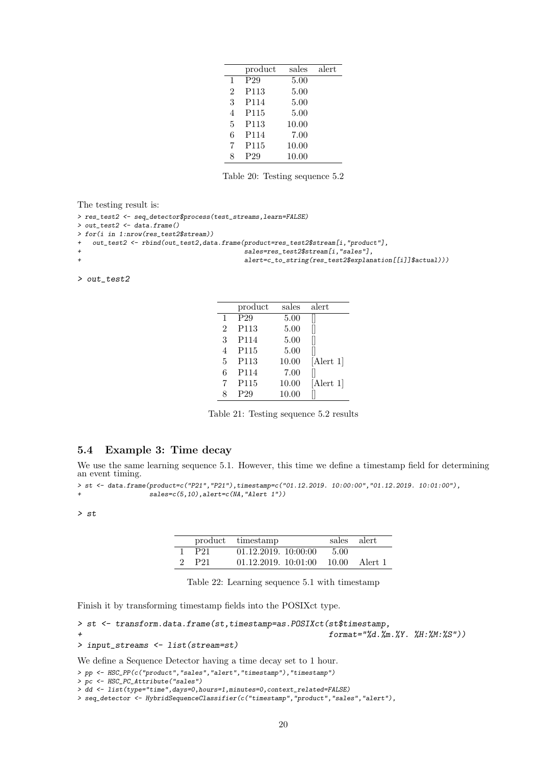|   | product | sales | alert |
|---|---|---|---|
| 1 | P29 | 5.00 |  |
| 2 | P113 | 5.00 |  |
| 3 | P114 | 5.00 |  |
| 4 | P115 | 5.00 |  |
| 5 | P113 | 10.00 |  |
| 6 | P114 | 7.00 |  |
| 7 | P115 | 10.00 |  |
| 8 | P29 | 10.00 |  |

Table 20: Testing sequence 5.2

The testing result is:

```
> res_test2 <- seq_detector$process(test_streams,learn=FALSE)
> out_test2 <- data.frame()
> for(i in 1:nrow(res_test2$stream))
+   out_test2 <- rbind(out_test2,data.frame(product=res_test2$stream[i,"product"],
+                                            sales=res_test2$stream[i,"sales"],
+                                            alert=c_to_string(res_test2$explanation[[i]]$actual)))

> out_test2
```

|   | product | sales | alert |
|---|---|---|---|
| 1 | P29 | 5.00 | [] |
| 2 | P113 | 5.00 | [] |
| 3 | P114 | 5.00 | [] |
| 4 | P115 | 5.00 | [] |
| 5 | P113 | 10.00 | [Alert 1] |
| 6 | P114 | 7.00 | [] |
| 7 | P115 | 10.00 | [Alert 1] |
| 8 | P29 | 10.00 | [] |

Table 21: Testing sequence 5.2 results

### 5.4 Example 3: Time decay

We use the same learning sequence 5.1. However, this time we define a timestamp field for determining an event timing.

```
> st <- data.frame(product=c("P21","P21"),timestamp=c("01.12.2019. 10:00:00","01.12.2019. 10:01:00"),
+                  sales=c(5,10),alert=c(NA,"Alert 1"))

> st
```

|   | product | timestamp | sales | alert |
|---|---|---|---|---|
| 1 | P21 | 01.12.2019. 10:00:00 | 5.00 |  |
| 2 | P21 | 01.12.2019. 10:01:00 | 10.00 | Alert 1 |

Table 22: Learning sequence 5.1 with timestamp

Finish it by transforming timestamp fields into the POSIXct type.

```
> st <- transform.data.frame(st,timestamp=as.POSIXct(st$timestamp,
+                                                    format="%d.%m.%Y. %H:%M:%S"))
> input_streams <- list(stream=st)
```

We define a Sequence Detector having a time decay set to 1 hour.

```
> pp <- HSC_PP(c("product","sales","alert","timestamp"),"timestamp")
> pc <- HSC_PC_Attribute("sales")
> dd <- list(type="time",days=0,hours=1,minutes=0,context_related=FALSE)
> seq_detector <- HybridSequenceClassifier(c("timestamp","product","sales","alert"),
```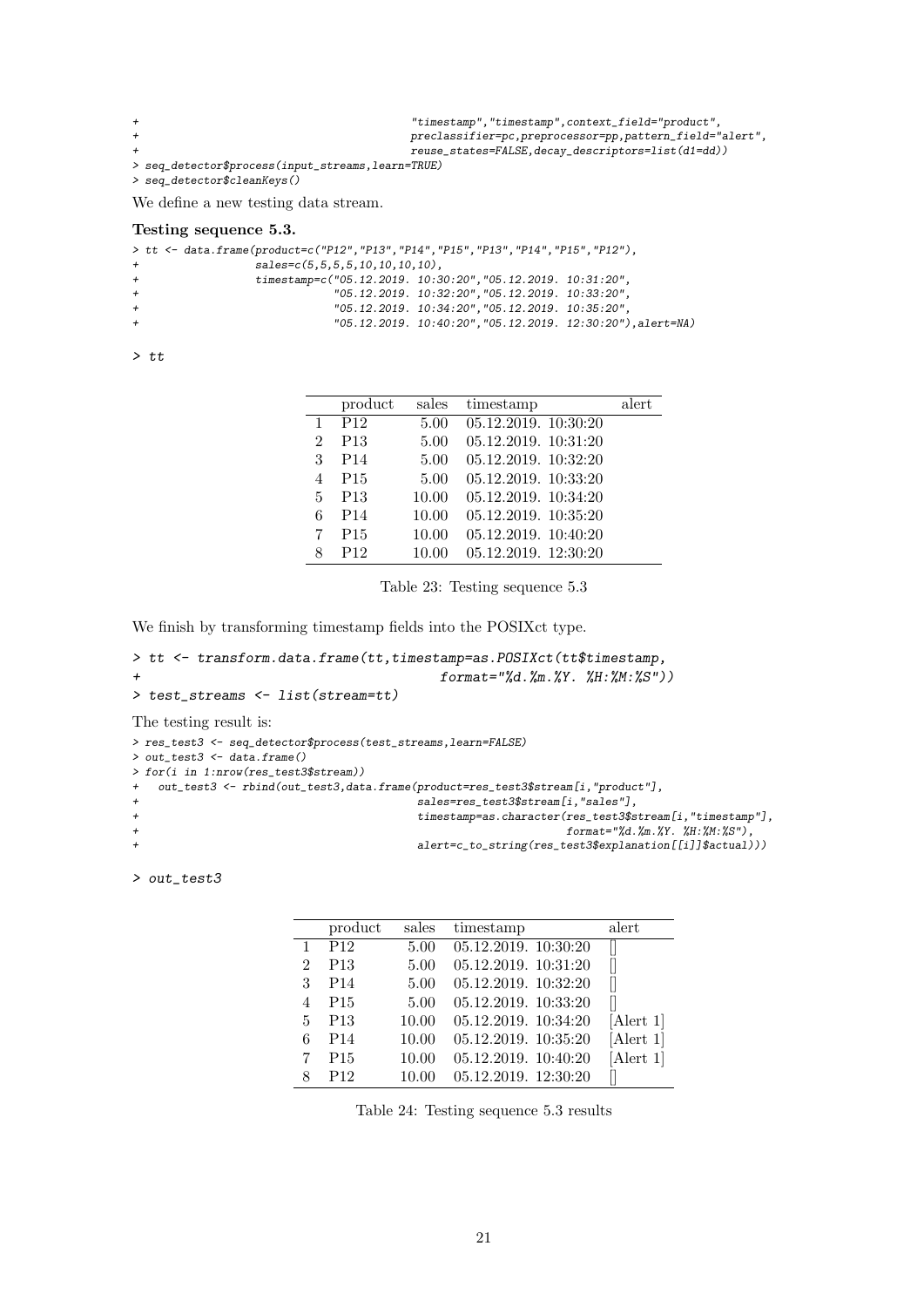```
+                                     "timestamp","timestamp",context_field="product",
+                                     preclassifier=pc,preprocessor=pp,pattern_field="alert",
+                                     reuse_states=FALSE,decay_descriptors=list(d1=dd))
> seq_detector$process(input_streams,learn=TRUE)
> seq_detector$cleanKeys()
```

We define a new testing data stream.

**Testing sequence 5.3.**

```
> tt <- data.frame(product=c("P12","P13","P14","P15","P13","P14","P15","P12"),
+                  sales=c(5,5,5,5,10,10,10,10),
+                  timestamp=c("05.12.2019. 10:30:20","05.12.2019. 10:31:20",
+                              "05.12.2019. 10:32:20","05.12.2019. 10:33:20",
+                              "05.12.2019. 10:34:20","05.12.2019. 10:35:20",
+                              "05.12.2019. 10:40:20","05.12.2019. 12:30:20"),alert=NA)

> tt
```

| | product | sales | timestamp | alert |
|---|---|---|---|---|
| 1 | P12 | 5.00 | 05.12.2019. 10:30:20 | |
| 2 | P13 | 5.00 | 05.12.2019. 10:31:20 | |
| 3 | P14 | 5.00 | 05.12.2019. 10:32:20 | |
| 4 | P15 | 5.00 | 05.12.2019. 10:33:20 | |
| 5 | P13 | 10.00 | 05.12.2019. 10:34:20 | |
| 6 | P14 | 10.00 | 05.12.2019. 10:35:20 | |
| 7 | P15 | 10.00 | 05.12.2019. 10:40:20 | |
| 8 | P12 | 10.00 | 05.12.2019. 12:30:20 | |

Table 23: Testing sequence 5.3

We finish by transforming timestamp fields into the POSIXct type.

```
> tt <- transform.data.frame(tt,timestamp=as.POSIXct(tt$timestamp,
+                                    format="%d.%m.%Y. %H:%M:%S"))
> test_streams <- list(stream=tt)
```

The testing result is:

```
> res_test3 <- seq_detector$process(test_streams,learn=FALSE)
> out_test3 <- data.frame()
> for(i in 1:nrow(res_test3$stream))
+   out_test3 <- rbind(out_test3,data.frame(product=res_test3$stream[i,"product"],
+                                   sales=res_test3$stream[i,"sales"],
+                                   timestamp=as.character(res_test3$stream[i,"timestamp"],
+                                                  format="%d.%m.%Y. %H:%M:%S"),
+                                   alert=c_to_string(res_test3$explanation[[i]]$actual)))

> out_test3
```

| | product | sales | timestamp | alert |
|---|---|---|---|---|
| 1 | P12 | 5.00 | 05.12.2019. 10:30:20 | [] |
| 2 | P13 | 5.00 | 05.12.2019. 10:31:20 | [] |
| 3 | P14 | 5.00 | 05.12.2019. 10:32:20 | [] |
| 4 | P15 | 5.00 | 05.12.2019. 10:33:20 | [] |
| 5 | P13 | 10.00 | 05.12.2019. 10:34:20 | [Alert 1] |
| 6 | P14 | 10.00 | 05.12.2019. 10:35:20 | [Alert 1] |
| 7 | P15 | 10.00 | 05.12.2019. 10:40:20 | [Alert 1] |
| 8 | P12 | 10.00 | 05.12.2019. 12:30:20 | [] |

Table 24: Testing sequence 5.3 results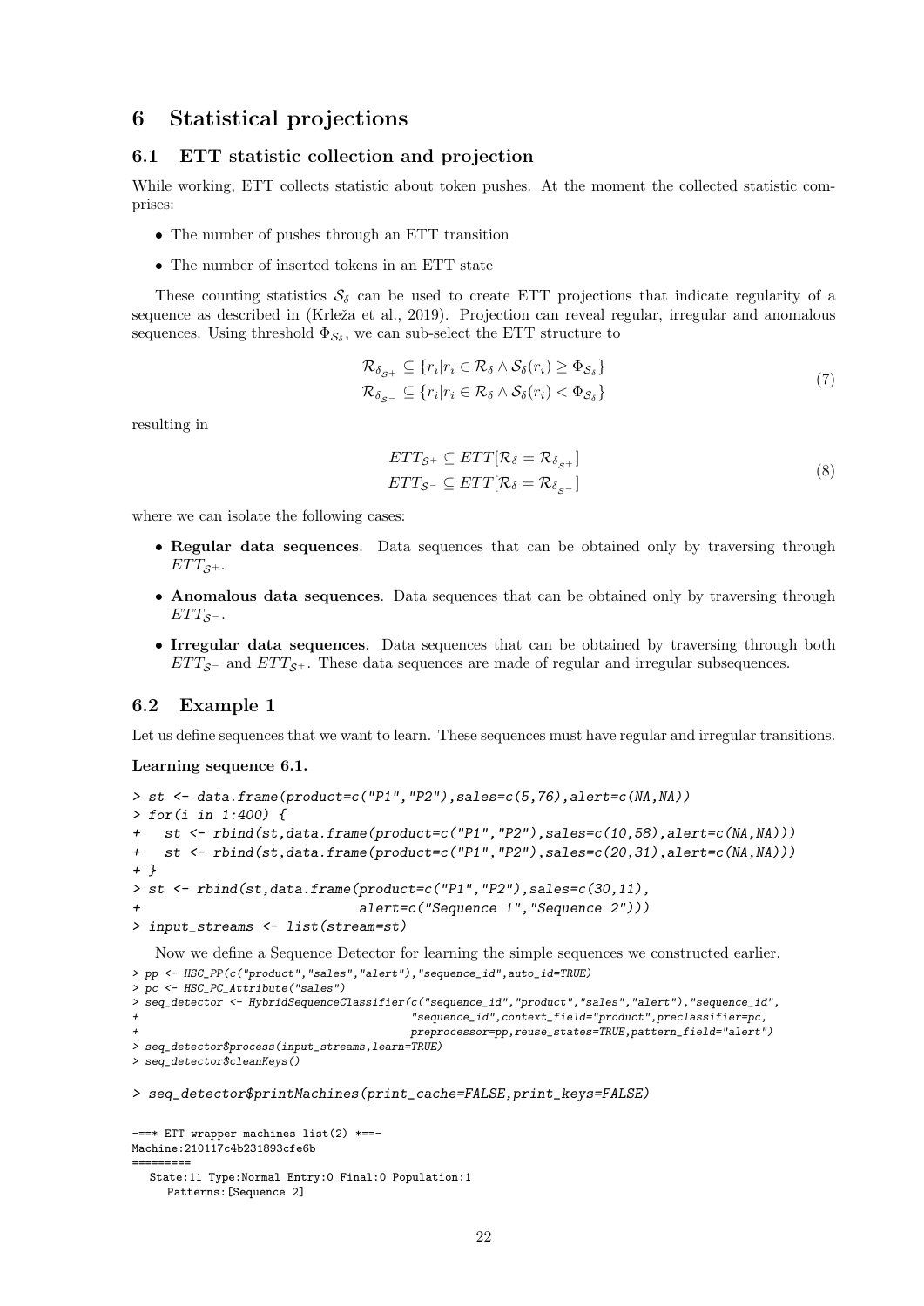# 6 Statistical projections

## 6.1 ETT statistic collection and projection

While working, ETT collects statistic about token pushes. At the moment the collected statistic comprises:

- The number of pushes through an ETT transition
- The number of inserted tokens in an ETT state

These counting statistics $\mathcal{S}_\delta$ can be used to create ETT projections that indicate regularity of a sequence as described in (Krleža et al., 2019). Projection can reveal regular, irregular and anomalous sequences. Using threshold $\Phi_{\mathcal{S}_\delta}$, we can sub-select the ETT structure to

$$
\begin{aligned}
\mathcal{R}_{\delta_{\mathcal{S}^+}} &\subseteq \{r_i | r_i \in \mathcal{R}_\delta \wedge \mathcal{S}_\delta(r_i) \geq \Phi_{\mathcal{S}_\delta}\} \\
\mathcal{R}_{\delta_{\mathcal{S}^-}} &\subseteq \{r_i | r_i \in \mathcal{R}_\delta \wedge \mathcal{S}_\delta(r_i) < \Phi_{\mathcal{S}_\delta}\}
\end{aligned} \tag{7}
$$

resulting in

$$
\begin{aligned}
ETT_{\mathcal{S}^+} &\subseteq ETT[\mathcal{R}_\delta = \mathcal{R}_{\delta_{\mathcal{S}^+}}] \\
ETT_{\mathcal{S}^-} &\subseteq ETT[\mathcal{R}_\delta = \mathcal{R}_{\delta_{\mathcal{S}^-}}]
\end{aligned} \tag{8}
$$

where we can isolate the following cases:

- **Regular data sequences**. Data sequences that can be obtained only by traversing through $ETT_{\mathcal{S}^+}$.
- **Anomalous data sequences**. Data sequences that can be obtained only by traversing through $ETT_{\mathcal{S}^-}$.
- **Irregular data sequences**. Data sequences that can be obtained by traversing through both $ETT_{\mathcal{S}^-}$ and $ETT_{\mathcal{S}^+}$. These data sequences are made of regular and irregular subsequences.

## 6.2 Example 1

Let us define sequences that we want to learn. These sequences must have regular and irregular transitions.

**Learning sequence 6.1.**

```
> st <- data.frame(product=c("P1","P2"),sales=c(5,76),alert=c(NA,NA))
> for(i in 1:400) {
+   st <- rbind(st,data.frame(product=c("P1","P2"),sales=c(10,58),alert=c(NA,NA)))
+   st <- rbind(st,data.frame(product=c("P1","P2"),sales=c(20,31),alert=c(NA,NA)))
+ }
> st <- rbind(st,data.frame(product=c("P1","P2"),sales=c(30,11),
+                           alert=c("Sequence 1","Sequence 2")))
> input_streams <- list(stream=st)
```

Now we define a Sequence Detector for learning the simple sequences we constructed earlier.

```
> pp <- HSC_PP(c("product","sales","alert"),"sequence_id",auto_id=TRUE)
> pc <- HSC_PC_Attribute("sales")
> seq_detector <- HybridSequenceClassifier(c("sequence_id","product","sales","alert"),"sequence_id",
+                                          "sequence_id",context_field="product",preclassifier=pc,
+                                          preprocessor=pp,reuse_states=TRUE,pattern_field="alert")
> seq_detector$process(input_streams,learn=TRUE)
> seq_detector$cleanKeys()

> seq_detector$printMachines(print_cache=FALSE,print_keys=FALSE)
```

```
-==* ETT wrapper machines list(2) *==-
Machine:210117c4b231893cfe6b
=========
  State:11 Type:Normal Entry:0 Final:0 Population:1
    Patterns:[Sequence 2]
```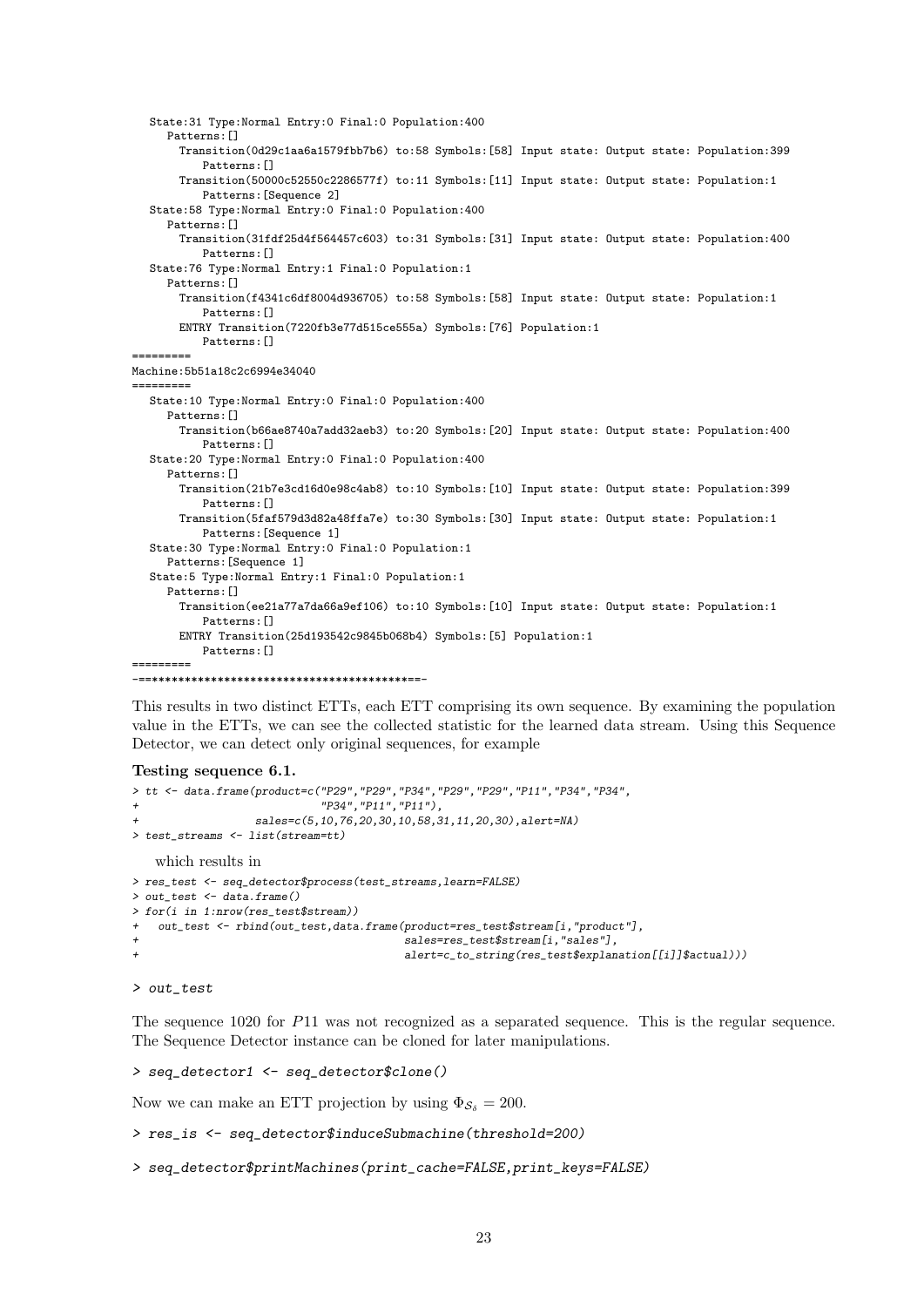```
   State:31 Type:Normal Entry:0 Final:0 Population:400
     Patterns:[]
       Transition(0d29c1aa6a1579fbb7b6) to:58 Symbols:[58] Input state: Output state: Population:399
           Patterns:[]
       Transition(50000c52550c2286577f) to:11 Symbols:[11] Input state: Output state: Population:1
           Patterns:[Sequence 2]
   State:58 Type:Normal Entry:0 Final:0 Population:400
     Patterns:[]
       Transition(31fdf25d4f564457c603) to:31 Symbols:[31] Input state: Output state: Population:400
           Patterns:[]
   State:76 Type:Normal Entry:1 Final:0 Population:1
     Patterns:[]
       Transition(f4341c6df8004d936705) to:58 Symbols:[58] Input state: Output state: Population:1
           Patterns:[]
       ENTRY Transition(7220fb3e77d515ce555a) Symbols:[76] Population:1
           Patterns:[]
=========
Machine:5b51a18c2c6994e34040
=========
   State:10 Type:Normal Entry:0 Final:0 Population:400
     Patterns:[]
       Transition(b66ae8740a7add32aeb3) to:20 Symbols:[20] Input state: Output state: Population:400
           Patterns:[]
   State:20 Type:Normal Entry:0 Final:0 Population:400
     Patterns:[]
       Transition(21b7e3cd16d0e98c4ab8) to:10 Symbols:[10] Input state: Output state: Population:399
           Patterns:[]
       Transition(5faf579d3d82a48ffa7e) to:30 Symbols:[30] Input state: Output state: Population:1
           Patterns:[Sequence 1]
   State:30 Type:Normal Entry:0 Final:0 Population:1
     Patterns:[Sequence 1]
   State:5 Type:Normal Entry:1 Final:0 Population:1
     Patterns:[]
       Transition(ee21a77a7da66a9ef106) to:10 Symbols:[10] Input state: Output state: Population:1
           Patterns:[]
       ENTRY Transition(25d193542c9845b068b4) Symbols:[5] Population:1
           Patterns:[]
=========
-==****************************************==-
```

This results in two distinct ETTs, each ETT comprising its own sequence. By examining the population value in the ETTs, we can see the collected statistic for the learned data stream. Using this Sequence Detector, we can detect only original sequences, for example

**Testing sequence 6.1.**

```
> tt <- data.frame(product=c("P29","P29","P34","P29","P29","P11","P34","P34",
+                          "P34","P11","P11"),
+                  sales=c(5,10,76,20,30,10,58,31,11,20,30),alert=NA)
> test_streams <- list(stream=tt)
```

which results in

```
> res_test <- seq_detector$process(test_streams,learn=FALSE)
> out_test <- data.frame()
> for(i in 1:nrow(res_test$stream))
+   out_test <- rbind(out_test,data.frame(product=res_test$stream[i,"product"],
+                                         sales=res_test$stream[i,"sales"],
+                                         alert=c_to_string(res_test$explanation[[i]]$actual)))

> out_test
```

The sequence 1020 for $P11$ was not recognized as a separated sequence. This is the regular sequence. The Sequence Detector instance can be cloned for later manipulations.

```
> seq_detector1 <- seq_detector$clone()
```

Now we can make an ETT projection by using $\Phi_{\mathcal{S}_\delta} = 200$.

```
> res_is <- seq_detector$induceSubmachine(threshold=200)

> seq_detector$printMachines(print_cache=FALSE,print_keys=FALSE)
```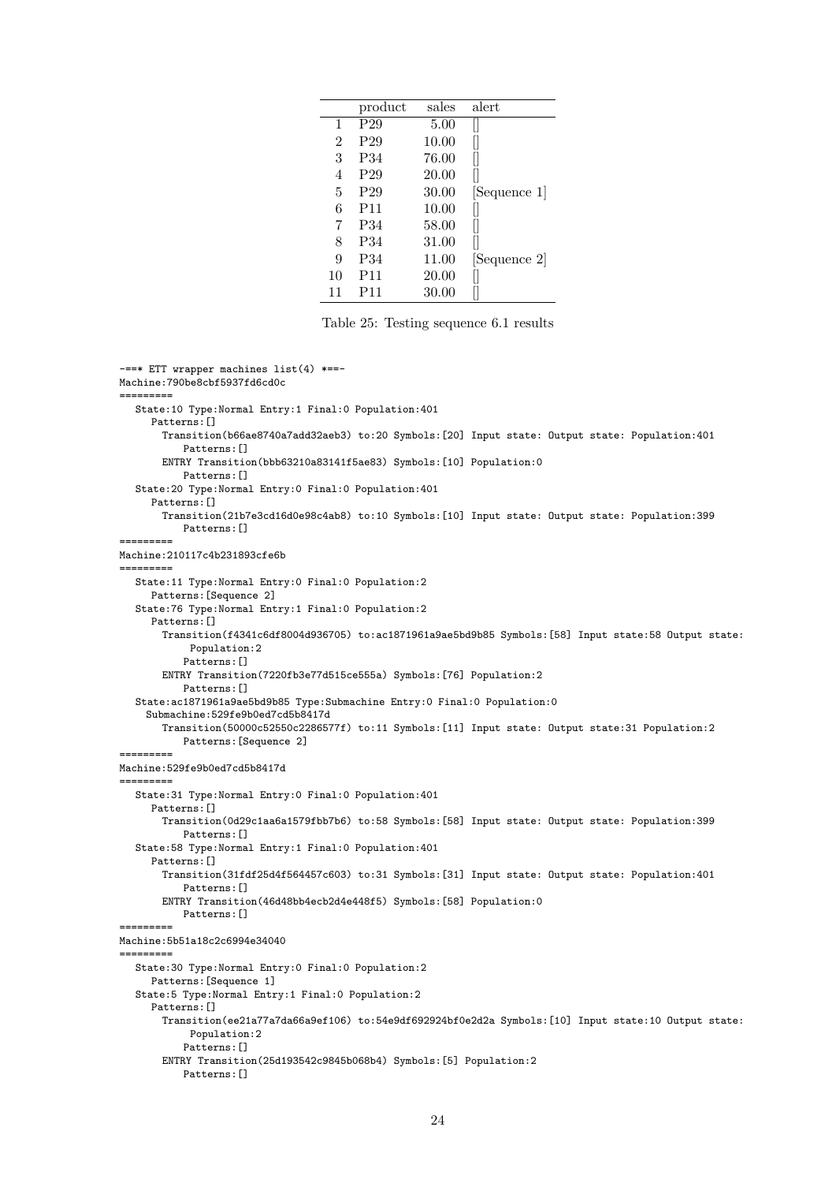|  | product | sales | alert |
|---|---|---|---|
| 1 | P29 | 5.00 | [] |
| 2 | P29 | 10.00 | [] |
| 3 | P34 | 76.00 | [] |
| 4 | P29 | 20.00 | [] |
| 5 | P29 | 30.00 | [Sequence 1] |
| 6 | P11 | 10.00 | [] |
| 7 | P34 | 58.00 | [] |
| 8 | P34 | 31.00 | [] |
| 9 | P34 | 11.00 | [Sequence 2] |
| 10 | P11 | 20.00 | [] |
| 11 | P11 | 30.00 | [] |

Table 25: Testing sequence 6.1 results

```
-==* ETT wrapper machines list(4) *==-
Machine:790be8cbf5937fd6cd0c
=========
   State:10 Type:Normal Entry:1 Final:0 Population:401
     Patterns:[]
       Transition(b66ae8740a7add32aeb3) to:20 Symbols:[20] Input state: Output state: Population:401
          Patterns:[]
       ENTRY Transition(bbb63210a83141f5ae83) Symbols:[10] Population:0
          Patterns:[]
   State:20 Type:Normal Entry:0 Final:0 Population:401
     Patterns:[]
       Transition(21b7e3cd16d0e98c4ab8) to:10 Symbols:[10] Input state: Output state: Population:399
          Patterns:[]
=========
Machine:210117c4b231893cfe6b
=========
   State:11 Type:Normal Entry:0 Final:0 Population:2
     Patterns:[Sequence 2]
   State:76 Type:Normal Entry:1 Final:0 Population:2
     Patterns:[]
       Transition(f4341c6df8004d936705) to:ac1871961a9ae5bd9b85 Symbols:[58] Input state:58 Output state:
           Population:2
          Patterns:[]
       ENTRY Transition(7220fb3e77d515ce555a) Symbols:[76] Population:2
          Patterns:[]
   State:ac1871961a9ae5bd9b85 Type:Submachine Entry:0 Final:0 Population:0
    Submachine:529fe9b0ed7cd5b8417d
       Transition(50000c52550c2286577f) to:11 Symbols:[11] Input state: Output state:31 Population:2
          Patterns:[Sequence 2]
=========
Machine:529fe9b0ed7cd5b8417d
=========
   State:31 Type:Normal Entry:0 Final:0 Population:401
     Patterns:[]
       Transition(0d29c1aa6a1579fbb7b6) to:58 Symbols:[58] Input state: Output state: Population:399
          Patterns:[]
   State:58 Type:Normal Entry:1 Final:0 Population:401
     Patterns:[]
       Transition(31fdf25d4f564457c603) to:31 Symbols:[31] Input state: Output state: Population:401
          Patterns:[]
       ENTRY Transition(46d48bb4ecb2d4e448f5) Symbols:[58] Population:0
          Patterns:[]
=========
Machine:5b51a18c2c6994e34040
=========
   State:30 Type:Normal Entry:0 Final:0 Population:2
     Patterns:[Sequence 1]
   State:5 Type:Normal Entry:1 Final:0 Population:2
     Patterns:[]
       Transition(ee21a77a7da66a9ef106) to:54e9df692924bf0e2d2a Symbols:[10] Input state:10 Output state:
           Population:2
          Patterns:[]
       ENTRY Transition(25d193542c9845b068b4) Symbols:[5] Population:2
          Patterns:[]
```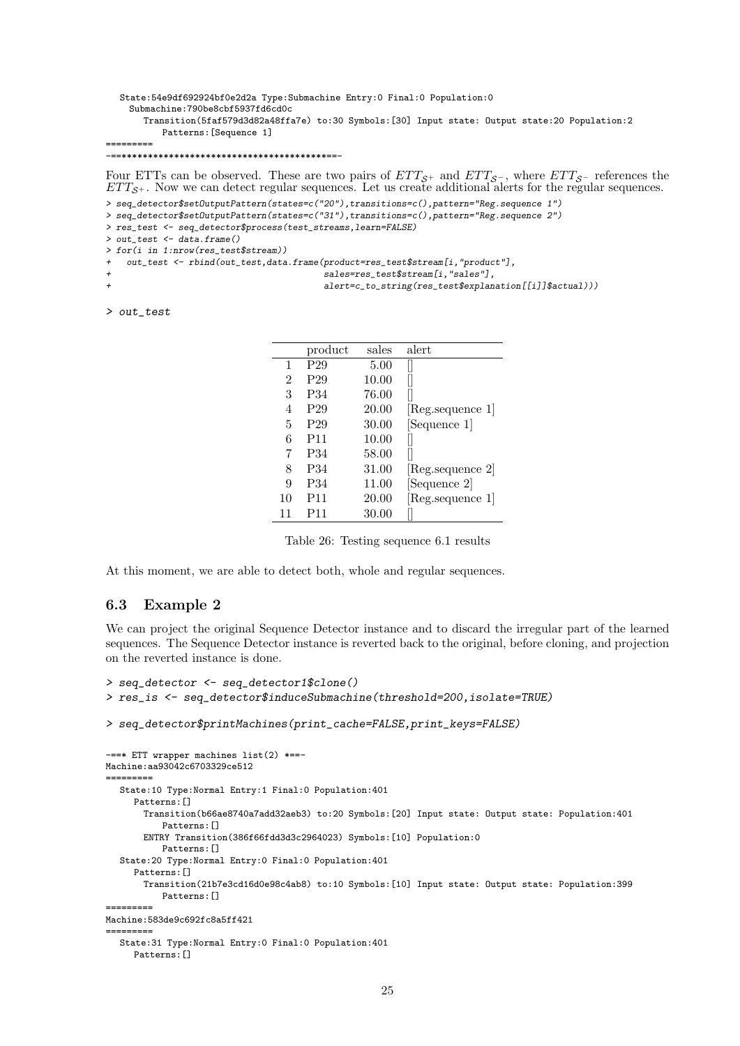```
   State:54e9df692924bf0e2d2a Type:Submachine Entry:0 Final:0 Population:0
     Submachine:790be8cbf5937fd6cd0c
       Transition(5faf579d3d82a48ffa7e) to:30 Symbols:[30] Input state: Output state:20 Population:2
           Patterns:[Sequence 1]
=========
-==****************************************==-
```

Four ETTs can be observed. These are two pairs of $ETT_{\mathcal{S}^+}$ and $ETT_{\mathcal{S}^-}$, where $ETT_{\mathcal{S}^-}$ references the $ETT_{\mathcal{S}^+}$. Now we can detect regular sequences. Let us create additional alerts for the regular sequences.

```
> seq_detector$setOutputPattern(states=c("20"),transitions=c(),pattern="Reg.sequence 1")
> seq_detector$setOutputPattern(states=c("31"),transitions=c(),pattern="Reg.sequence 2")
> res_test <- seq_detector$process(test_streams,learn=FALSE)
> out_test <- data.frame()
> for(i in 1:nrow(res_test$stream))
+   out_test <- rbind(out_test,data.frame(product=res_test$stream[i,"product"],
+                                         sales=res_test$stream[i,"sales"],
+                                         alert=c_to_string(res_test$explanation[[i]]$actual)))

> out_test
```

| | product | sales | alert |
|---|---|---|---|
| 1 | P29 | 5.00 | [] |
| 2 | P29 | 10.00 | [] |
| 3 | P34 | 76.00 | [] |
| 4 | P29 | 20.00 | [Reg.sequence 1] |
| 5 | P29 | 30.00 | [Sequence 1] |
| 6 | P11 | 10.00 | [] |
| 7 | P34 | 58.00 | [] |
| 8 | P34 | 31.00 | [Reg.sequence 2] |
| 9 | P34 | 11.00 | [Sequence 2] |
| 10 | P11 | 20.00 | [Reg.sequence 1] |
| 11 | P11 | 30.00 | [] |

Table 26: Testing sequence 6.1 results

At this moment, we are able to detect both, whole and regular sequences.

## 6.3 Example 2

We can project the original Sequence Detector instance and to discard the irregular part of the learned sequences. The Sequence Detector instance is reverted back to the original, before cloning, and projection on the reverted instance is done.

```
> seq_detector <- seq_detector1$clone()
> res_is <- seq_detector$induceSubmachine(threshold=200,isolate=TRUE)

> seq_detector$printMachines(print_cache=FALSE,print_keys=FALSE)
```

```
-==* ETT wrapper machines list(2) *==-
Machine:aa93042c6703329ce512
=========
   State:10 Type:Normal Entry:1 Final:0 Population:401
     Patterns:[]
       Transition(b66ae8740a7add32aeb3) to:20 Symbols:[20] Input state: Output state: Population:401
           Patterns:[]
       ENTRY Transition(386f66fdd3d3c2964023) Symbols:[10] Population:0
           Patterns:[]
   State:20 Type:Normal Entry:0 Final:0 Population:401
     Patterns:[]
       Transition(21b7e3cd16d0e98c4ab8) to:10 Symbols:[10] Input state: Output state: Population:399
           Patterns:[]
=========
Machine:583de9c692fc8a5ff421
=========
   State:31 Type:Normal Entry:0 Final:0 Population:401
     Patterns:[]
```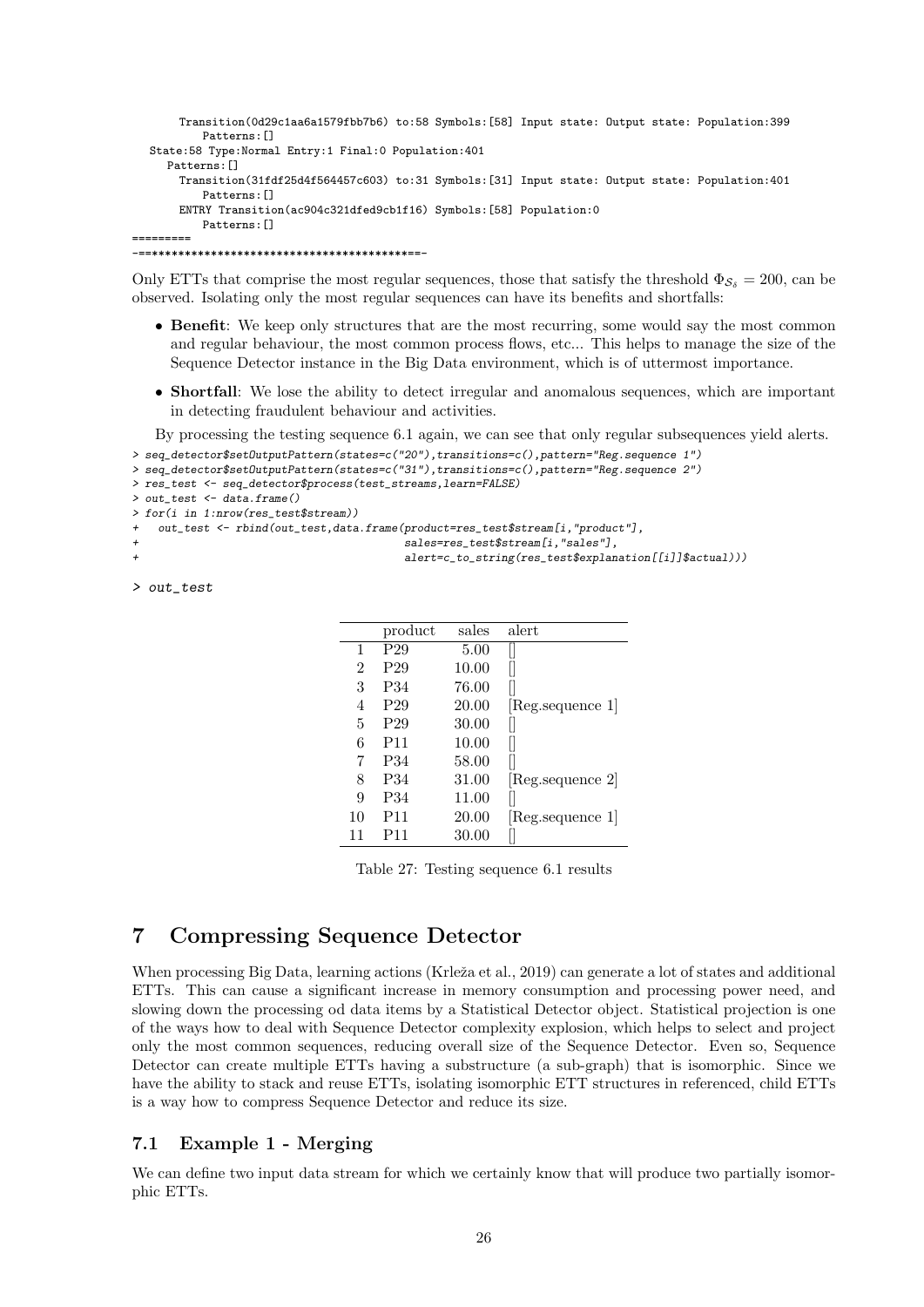```
        Transition(0d29c1aa6a1579fbb7b6) to:58 Symbols:[58] Input state: Output state: Population:399
            Patterns:[]
    State:58 Type:Normal Entry:1 Final:0 Population:401
      Patterns:[]
        Transition(31fdf25d4f564457c603) to:31 Symbols:[31] Input state: Output state: Population:401
            Patterns:[]
        ENTRY Transition(ac904c321dfed9cb1f16) Symbols:[58] Population:0
            Patterns:[]
=========
-==========================================-
```

Only ETTs that comprise the most regular sequences, those that satisfy the threshold $\Phi_{\mathcal{S}_\delta} = 200$, can be observed. Isolating only the most regular sequences can have its benefits and shortfalls:

- **Benefit**: We keep only structures that are the most recurring, some would say the most common and regular behaviour, the most common process flows, etc... This helps to manage the size of the Sequence Detector instance in the Big Data environment, which is of uttermost importance.
- **Shortfall**: We lose the ability to detect irregular and anomalous sequences, which are important in detecting fraudulent behaviour and activities.

By processing the testing sequence 6.1 again, we can see that only regular subsequences yield alerts.

```
> seq_detector$setOutputPattern(states=c("20"),transitions=c(),pattern="Reg.sequence 1")
> seq_detector$setOutputPattern(states=c("31"),transitions=c(),pattern="Reg.sequence 2")
> res_test <- seq_detector$process(test_streams,learn=FALSE)
> out_test <- data.frame()
> for(i in 1:nrow(res_test$stream))
+   out_test <- rbind(out_test,data.frame(product=res_test$stream[i,"product"],
+                                         sales=res_test$stream[i,"sales"],
+                                         alert=c_to_string(res_test$explanation[[i]]$actual)))

> out_test
```

| | product | sales | alert |
|---|---|---|---|
| 1 | P29 | 5.00 | [] |
| 2 | P29 | 10.00 | [] |
| 3 | P34 | 76.00 | [] |
| 4 | P29 | 20.00 | [Reg.sequence 1] |
| 5 | P29 | 30.00 | [] |
| 6 | P11 | 10.00 | [] |
| 7 | P34 | 58.00 | [] |
| 8 | P34 | 31.00 | [Reg.sequence 2] |
| 9 | P34 | 11.00 | [] |
| 10 | P11 | 20.00 | [Reg.sequence 1] |
| 11 | P11 | 30.00 | [] |

Table 27: Testing sequence 6.1 results

## 7 Compressing Sequence Detector

When processing Big Data, learning actions (Krleža et al., 2019) can generate a lot of states and additional ETTs. This can cause a significant increase in memory consumption and processing power need, and slowing down the processing od data items by a Statistical Detector object. Statistical projection is one of the ways how to deal with Sequence Detector complexity explosion, which helps to select and project only the most common sequences, reducing overall size of the Sequence Detector. Even so, Sequence Detector can create multiple ETTs having a substructure (a sub-graph) that is isomorphic. Since we have the ability to stack and reuse ETTs, isolating isomorphic ETT structures in referenced, child ETTs is a way how to compress Sequence Detector and reduce its size.

### 7.1 Example 1 - Merging

We can define two input data stream for which we certainly know that will produce two partially isomorphic ETTs.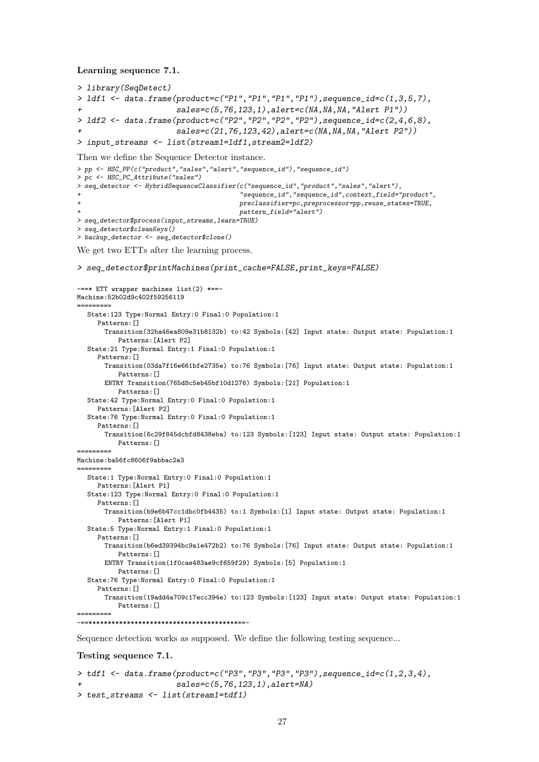**Learning sequence 7.1.**

```
> library(SeqDetect)
> ldf1 <- data.frame(product=c("P1","P1","P1","P1"),sequence_id=c(1,3,5,7),
+                    sales=c(5,76,123,1),alert=c(NA,NA,NA,"Alert P1"))
> ldf2 <- data.frame(product=c("P2","P2","P2","P2"),sequence_id=c(2,4,6,8),
+                    sales=c(21,76,123,42),alert=c(NA,NA,NA,"Alert P2"))
> input_streams <- list(stream1=ldf1,stream2=ldf2)
```

Then we define the Sequence Detector instance.

```
> pp <- HSC_PP(c("product","sales","alert","sequence_id"),"sequence_id")
> pc <- HSC_PC_Attribute("sales")
> seq_detector <- HybridSequenceClassifier(c("sequence_id","product","sales","alert"),
+                                          "sequence_id","sequence_id",context_field="product",
+                                          preclassifier=pc,preprocessor=pp,reuse_states=TRUE,
+                                          pattern_field="alert")
> seq_detector$process(input_streams,learn=TRUE)
> seq_detector$cleanKeys()
> backup_detector <- seq_detector$clone()
```

We get two ETTs after the learning process.

```
> seq_detector$printMachines(print_cache=FALSE,print_keys=FALSE)
```

```
-==* ETT wrapper machines list(2) *==-
Machine:52b02d9c402f59256119
=========
   State:123 Type:Normal Entry:0 Final:0 Population:1
      Patterns:[]
        Transition(32ba46ea809e31b8132b) to:42 Symbols:[42] Input state: Output state: Population:1
            Patterns:[Alert P2]
   State:21 Type:Normal Entry:1 Final:0 Population:1
      Patterns:[]
        Transition(03da7f16e661bfe2735e) to:76 Symbols:[76] Input state: Output state: Population:1
            Patterns:[]
        ENTRY Transition(765d8c5eb45bf10d1276) Symbols:[21] Population:1
            Patterns:[]
   State:42 Type:Normal Entry:0 Final:0 Population:1
      Patterns:[Alert P2]
   State:76 Type:Normal Entry:0 Final:0 Population:1
      Patterns:[]
        Transition(6c29f845dcbfd8438eba) to:123 Symbols:[123] Input state: Output state: Population:1
            Patterns:[]
=========
Machine:ba56fc8606f9abbac2e3
=========
   State:1 Type:Normal Entry:0 Final:0 Population:1
      Patterns:[Alert P1]
   State:123 Type:Normal Entry:0 Final:0 Population:1
      Patterns:[]
        Transition(b9e6b47cc1dbc0fb4435) to:1 Symbols:[1] Input state: Output state: Population:1
            Patterns:[Alert P1]
   State:5 Type:Normal Entry:1 Final:0 Population:1
      Patterns:[]
        Transition(b6ed39394bc9a1e472b2) to:76 Symbols:[76] Input state: Output state: Population:1
            Patterns:[]
        ENTRY Transition(1f0cae483ae9cf659f29) Symbols:[5] Population:1
            Patterns:[]
   State:76 Type:Normal Entry:0 Final:0 Population:1
      Patterns:[]
        Transition(19add4a709c17ecc394e) to:123 Symbols:[123] Input state: Output state: Population:1
            Patterns:[]
=========
-==***************************************==-
```

Sequence detection works as supposed. We define the following testing sequence...

**Testing sequence 7.1.**

```
> tdf1 <- data.frame(product=c("P3","P3","P3","P3"),sequence_id=c(1,2,3,4),
+                    sales=c(5,76,123,1),alert=NA)
> test_streams <- list(stream1=tdf1)
```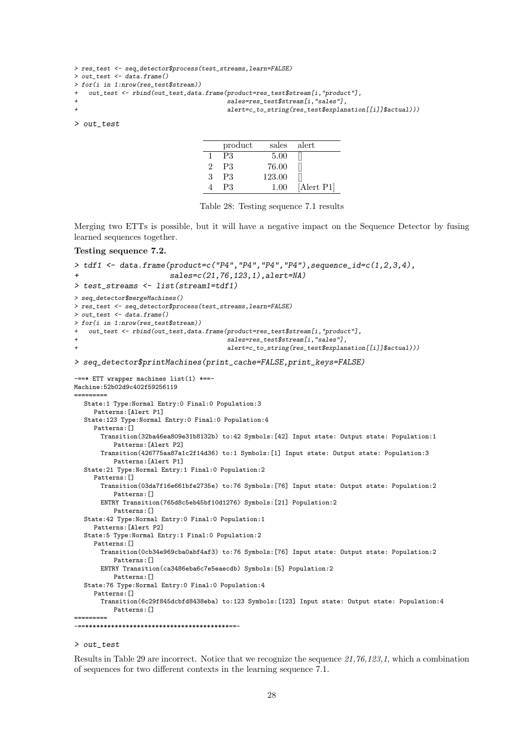```
> res_test <- seq_detector$process(test_streams,learn=FALSE)
> out_test <- data.frame()
> for(i in 1:nrow(res_test$stream))
+   out_test <- rbind(out_test,data.frame(product=res_test$stream[i,"product"],
+                                          sales=res_test$stream[i,"sales"],
+                                          alert=c_to_string(res_test$explanation[[i]]$actual)))
> out_test
```

| | product | sales | alert |
|---|---|---|---|
| 1 | P3 | 5.00 | [] |
| 2 | P3 | 76.00 | [] |
| 3 | P3 | 123.00 | [] |
| 4 | P3 | 1.00 | [Alert P1] |

Table 28: Testing sequence 7.1 results

Merging two ETTs is possible, but it will have a negative impact on the Sequence Detector by fusing learned sequences together.

**Testing sequence 7.2.**

```
> tdf1 <- data.frame(product=c("P4","P4","P4","P4"),sequence_id=c(1,2,3,4),
+                    sales=c(21,76,123,1),alert=NA)
> test_streams <- list(stream1=tdf1)
> seq_detector$mergeMachines()
> res_test <- seq_detector$process(test_streams,learn=FALSE)
> out_test <- data.frame()
> for(i in 1:nrow(res_test$stream))
+   out_test <- rbind(out_test,data.frame(product=res_test$stream[i,"product"],
+                                          sales=res_test$stream[i,"sales"],
+                                          alert=c_to_string(res_test$explanation[[i]]$actual)))
> seq_detector$printMachines(print_cache=FALSE,print_keys=FALSE)

-==* ETT wrapper machines list(1) *==-
Machine:52b02d9c402f59256119
=========
   State:1 Type:Normal Entry:0 Final:0 Population:3
      Patterns:[Alert P1]
   State:123 Type:Normal Entry:0 Final:0 Population:4
      Patterns:[]
        Transition(32ba46ea809e31b8132b) to:42 Symbols:[42] Input state: Output state: Population:1
            Patterns:[Alert P2]
        Transition(426775aa87a1c2f14d36) to:1 Symbols:[1] Input state: Output state: Population:3
            Patterns:[Alert P1]
   State:21 Type:Normal Entry:1 Final:0 Population:2
      Patterns:[]
        Transition(03da7f16e661bfe2735e) to:76 Symbols:[76] Input state: Output state: Population:2
            Patterns:[]
        ENTRY Transition(765d8c5eb45bf10d1276) Symbols:[21] Population:2
            Patterns:[]
   State:42 Type:Normal Entry:0 Final:0 Population:1
      Patterns:[Alert P2]
   State:5 Type:Normal Entry:1 Final:0 Population:2
      Patterns:[]
        Transition(0cb34e969cba0abf4af3) to:76 Symbols:[76] Input state: Output state: Population:2
            Patterns:[]
        ENTRY Transition(ca3486eba6c7e5eaecdb) Symbols:[5] Population:2
            Patterns:[]
   State:76 Type:Normal Entry:0 Final:0 Population:4
      Patterns:[]
        Transition(6c29f845dcbfd8438eba) to:123 Symbols:[123] Input state: Output state: Population:4
            Patterns:[]
=========
-==*****************************************==-

> out_test
```

Results in Table 29 are incorrect. Notice that we recognize the sequence *21,76,123,1*, which a combination of sequences for two different contexts in the learning sequence 7.1.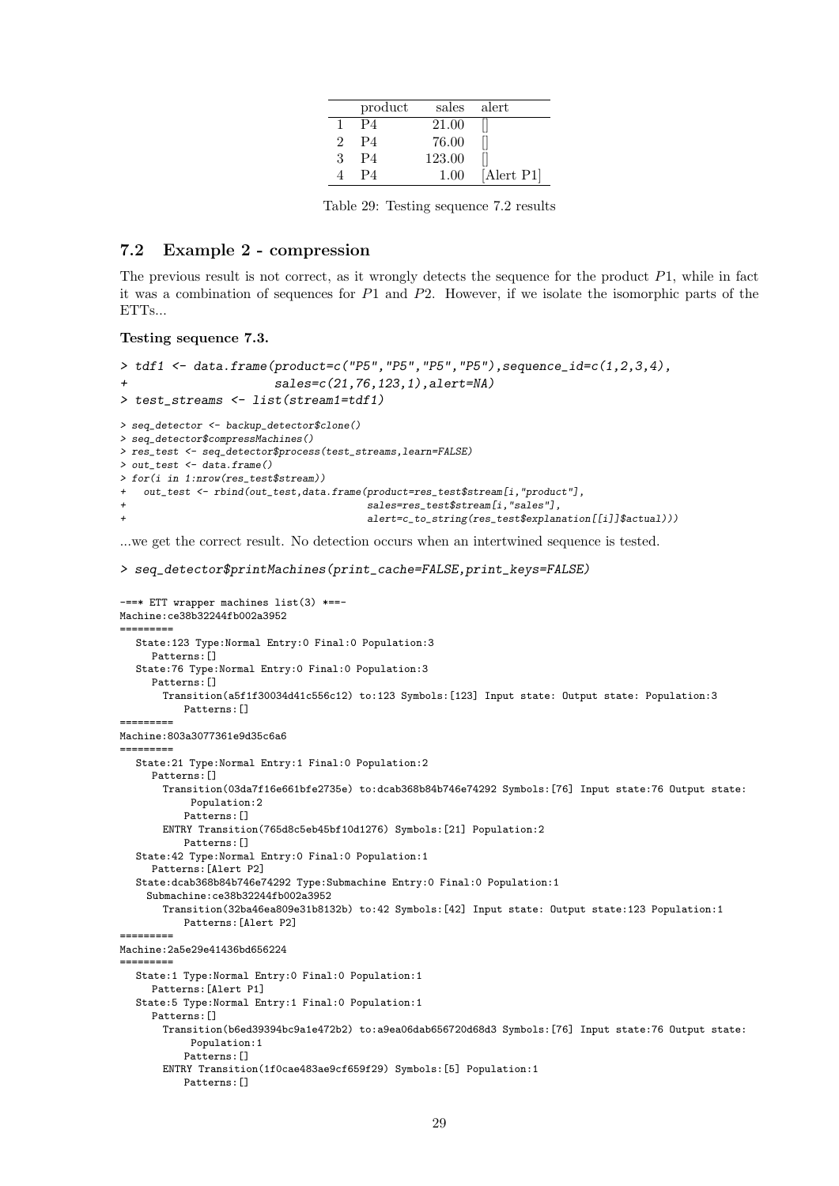|  | product | sales | alert |
|---|---|---|---|
| 1 | P4 | 21.00 | [] |
| 2 | P4 | 76.00 | [] |
| 3 | P4 | 123.00 | [] |
| 4 | P4 | 1.00 | [Alert P1] |

Table 29: Testing sequence 7.2 results

## 7.2 Example 2 - compression

The previous result is not correct, as it wrongly detects the sequence for the product $P1$, while in fact it was a combination of sequences for $P1$ and $P2$. However, if we isolate the isomorphic parts of the ETTs...

**Testing sequence 7.3.**

```
> tdf1 <- data.frame(product=c("P5","P5","P5","P5"),sequence_id=c(1,2,3,4),
+                    sales=c(21,76,123,1),alert=NA)
> test_streams <- list(stream1=tdf1)
```

```
> seq_detector <- backup_detector$clone()
> seq_detector$compressMachines()
> res_test <- seq_detector$process(test_streams,learn=FALSE)
> out_test <- data.frame()
> for(i in 1:nrow(res_test$stream))
+   out_test <- rbind(out_test,data.frame(product=res_test$stream[i,"product"],
+                                          sales=res_test$stream[i,"sales"],
+                                          alert=c_to_string(res_test$explanation[[i]]$actual)))
```

...we get the correct result. No detection occurs when an intertwined sequence is tested.

```
> seq_detector$printMachines(print_cache=FALSE,print_keys=FALSE)
```

```
-==* ETT wrapper machines list(3) *==-
Machine:ce38b32244fb002a3952
=========
   State:123 Type:Normal Entry:0 Final:0 Population:3
     Patterns:[]
   State:76 Type:Normal Entry:0 Final:0 Population:3
     Patterns:[]
       Transition(a5f1f30034d41c556c12) to:123 Symbols:[123] Input state: Output state: Population:3
           Patterns:[]
=========
Machine:803a3077361e9d35c6a6
=========
   State:21 Type:Normal Entry:1 Final:0 Population:2
     Patterns:[]
       Transition(03da7f16e661bfe2735e) to:dcab368b84b746e74292 Symbols:[76] Input state:76 Output state:
            Population:2
           Patterns:[]
       ENTRY Transition(765d8c5eb45bf10d1276) Symbols:[21] Population:2
           Patterns:[]
   State:42 Type:Normal Entry:0 Final:0 Population:1
     Patterns:[Alert P2]
   State:dcab368b84b746e74292 Type:Submachine Entry:0 Final:0 Population:1
    Submachine:ce38b32244fb002a3952
       Transition(32ba46ea809e31b8132b) to:42 Symbols:[42] Input state: Output state:123 Population:1
           Patterns:[Alert P2]
=========
Machine:2a5e29e41436bd656224
=========
   State:1 Type:Normal Entry:0 Final:0 Population:1
     Patterns:[Alert P1]
   State:5 Type:Normal Entry:1 Final:0 Population:1
     Patterns:[]
       Transition(b6ed39394bc9a1e472b2) to:a9ea06dab656720d68d3 Symbols:[76] Input state:76 Output state:
            Population:1
           Patterns:[]
       ENTRY Transition(1f0cae483ae9cf659f29) Symbols:[5] Population:1
           Patterns:[]
```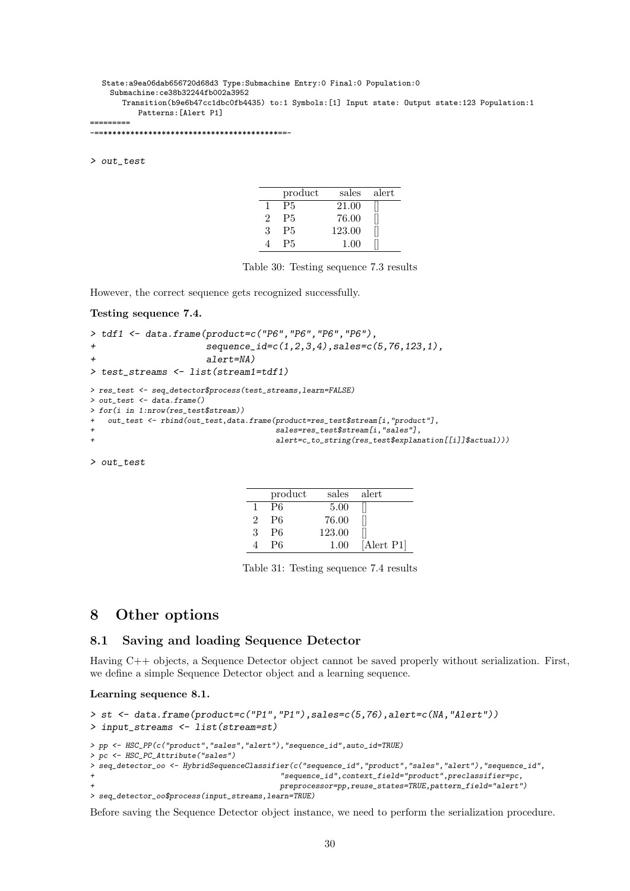```
   State:a9ea06dab656720d68d3 Type:Submachine Entry:0 Final:0 Population:0
     Submachine:ce38b32244fb002a3952
       Transition(b9e6b47cc1dbc0fb4435) to:1 Symbols:[1] Input state: Output state:123 Population:1
           Patterns:[Alert P1]
=========
-==========================================-
```

```
> out_test
```

| | product | sales | alert |
|---|---|---|---|
| 1 | P5 | 21.00 | [] |
| 2 | P5 | 76.00 | [] |
| 3 | P5 | 123.00 | [] |
| 4 | P5 | 1.00 | [] |

Table 30: Testing sequence 7.3 results

However, the correct sequence gets recognized successfully.

**Testing sequence 7.4.**

```
> tdf1 <- data.frame(product=c("P6","P6","P6","P6"),
+                    sequence_id=c(1,2,3,4),sales=c(5,76,123,1),
+                    alert=NA)
> test_streams <- list(stream1=tdf1)
```

```
> res_test <- seq_detector$process(test_streams,learn=FALSE)
> out_test <- data.frame()
> for(i in 1:nrow(res_test$stream))
+   out_test <- rbind(out_test,data.frame(product=res_test$stream[i,"product"],
+                                         sales=res_test$stream[i,"sales"],
+                                         alert=c_to_string(res_test$explanation[[i]]$actual)))
```

```
> out_test
```

| | product | sales | alert |
|---|---|---|---|
| 1 | P6 | 5.00 | [] |
| 2 | P6 | 76.00 | [] |
| 3 | P6 | 123.00 | [] |
| 4 | P6 | 1.00 | [Alert P1] |

Table 31: Testing sequence 7.4 results

# 8 Other options

## 8.1 Saving and loading Sequence Detector

Having C++ objects, a Sequence Detector object cannot be saved properly without serialization. First, we define a simple Sequence Detector object and a learning sequence.

**Learning sequence 8.1.**

```
> st <- data.frame(product=c("P1","P1"),sales=c(5,76),alert=c(NA,"Alert"))
> input_streams <- list(stream=st)
```

```
> pp <- HSC_PP(c("product","sales","alert"),"sequence_id",auto_id=TRUE)
> pc <- HSC_PC_Attribute("sales")
> seq_detector_oo <- HybridSequenceClassifier(c("sequence_id","product","sales","alert"),"sequence_id",
+                                             "sequence_id",context_field="product",preclassifier=pc,
+                                             preprocessor=pp,reuse_states=TRUE,pattern_field="alert")
> seq_detector_oo$process(input_streams,learn=TRUE)
```

Before saving the Sequence Detector object instance, we need to perform the serialization procedure.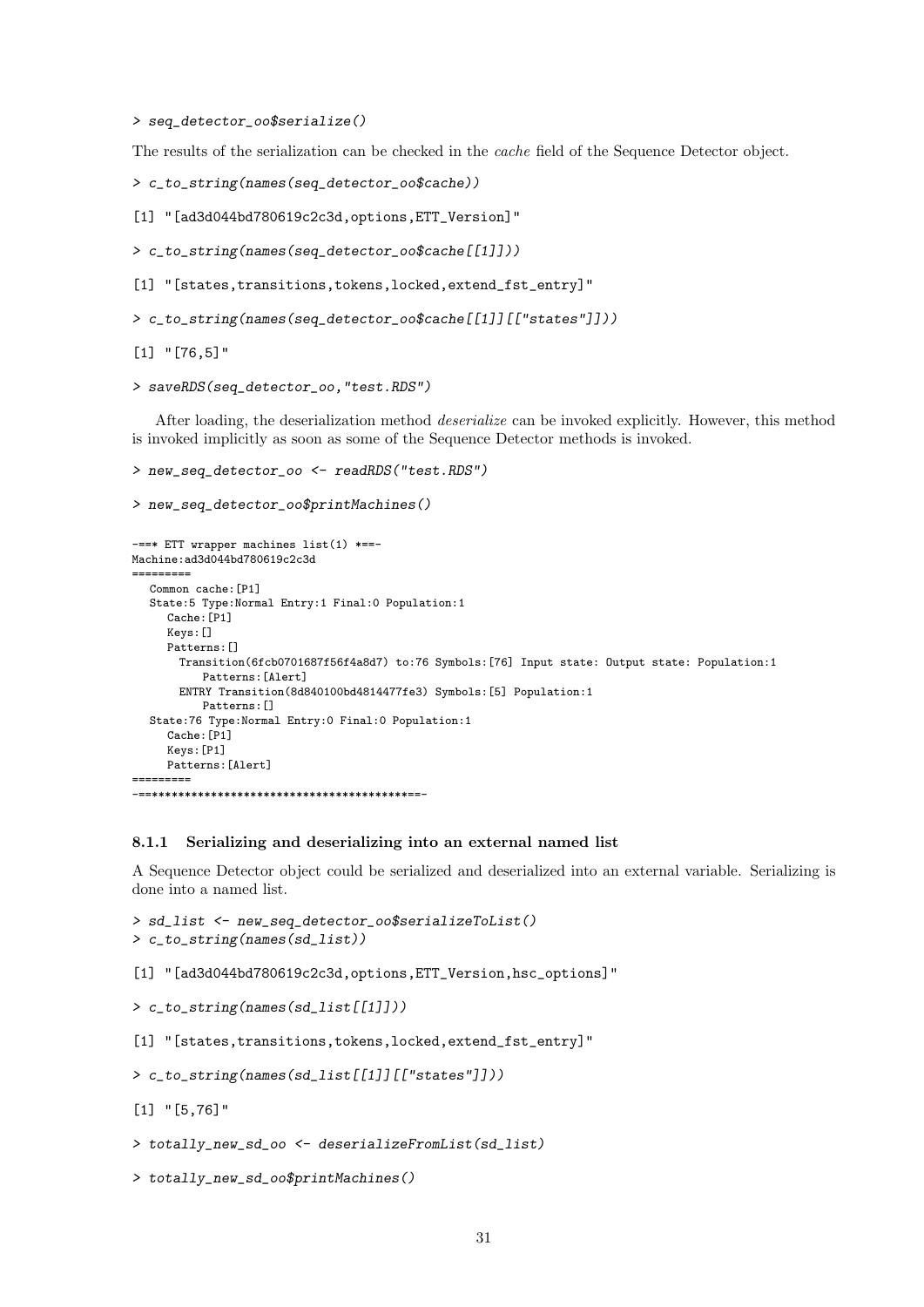```
> seq_detector_oo$serialize()
```

The results of the serialization can be checked in the *cache* field of the Sequence Detector object.

```
> c_to_string(names(seq_detector_oo$cache))

[1] "[ad3d044bd780619c2c3d,options,ETT_Version]"

> c_to_string(names(seq_detector_oo$cache[[1]]))

[1] "[states,transitions,tokens,locked,extend_fst_entry]"

> c_to_string(names(seq_detector_oo$cache[[1]][["states"]]))

[1] "[76,5]"

> saveRDS(seq_detector_oo,"test.RDS")
```

After loading, the deserialization method *deserialize* can be invoked explicitly. However, this method is invoked implicitly as soon as some of the Sequence Detector methods is invoked.

```
> new_seq_detector_oo <- readRDS("test.RDS")

> new_seq_detector_oo$printMachines()

-==* ETT wrapper machines list(1) *==-
Machine:ad3d044bd780619c2c3d
=========
   Common cache:[P1]
   State:5 Type:Normal Entry:1 Final:0 Population:1
      Cache:[P1]
      Keys:[]
      Patterns:[]
        Transition(6fcb0701687f56f4a8d7) to:76 Symbols:[76] Input state: Output state: Population:1
            Patterns:[Alert]
        ENTRY Transition(8d840100bd4814477fe3) Symbols:[5] Population:1
            Patterns:[]
   State:76 Type:Normal Entry:0 Final:0 Population:1
      Cache:[P1]
      Keys:[P1]
      Patterns:[Alert]
=========
-==*****************************************==-
```

### 8.1.1 Serializing and deserializing into an external named list

A Sequence Detector object could be serialized and deserialized into an external variable. Serializing is done into a named list.

```
> sd_list <- new_seq_detector_oo$serializeToList()
> c_to_string(names(sd_list))

[1] "[ad3d044bd780619c2c3d,options,ETT_Version,hsc_options]"

> c_to_string(names(sd_list[[1]]))

[1] "[states,transitions,tokens,locked,extend_fst_entry]"

> c_to_string(names(sd_list[[1]][["states"]]))

[1] "[5,76]"

> totally_new_sd_oo <- deserializeFromList(sd_list)

> totally_new_sd_oo$printMachines()
```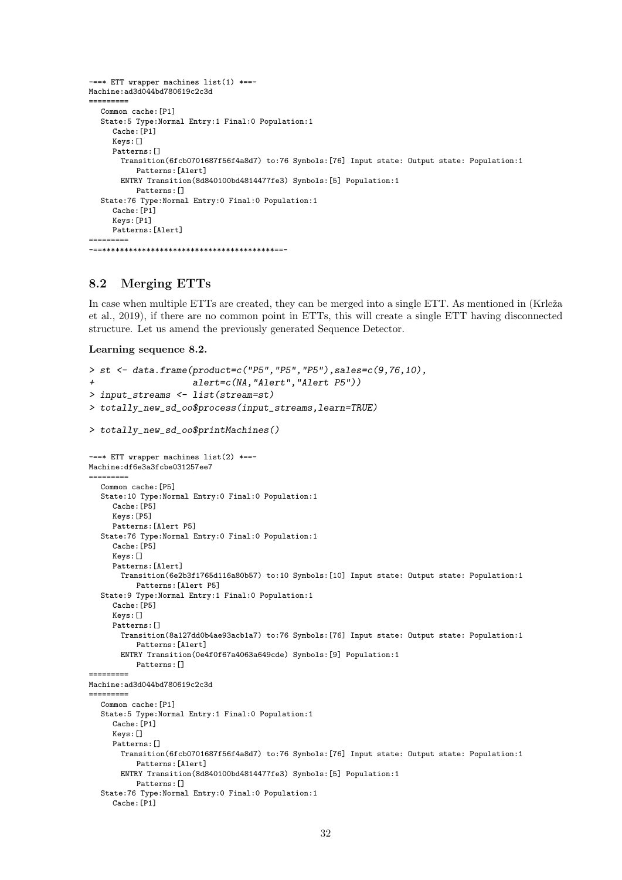```
-==* ETT wrapper machines list(1) *==-
Machine:ad3d044bd780619c2c3d
=========
   Common cache:[P1]
   State:5 Type:Normal Entry:1 Final:0 Population:1
      Cache:[P1]
      Keys:[]
      Patterns:[]
        Transition(6fcb0701687f56f4a8d7) to:76 Symbols:[76] Input state: Output state: Population:1
            Patterns:[Alert]
        ENTRY Transition(8d840100bd4814477fe3) Symbols:[5] Population:1
            Patterns:[]
   State:76 Type:Normal Entry:0 Final:0 Population:1
      Cache:[P1]
      Keys:[P1]
      Patterns:[Alert]
=========
-==*****************************************==-
```

## 8.2 Merging ETTs

In case when multiple ETTs are created, they can be merged into a single ETT. As mentioned in (Krleža et al., 2019), if there are no common point in ETTs, this will create a single ETT having disconnected structure. Let us amend the previously generated Sequence Detector.

**Learning sequence 8.2.**

```
> st <- data.frame(product=c("P5","P5","P5"),sales=c(9,76,10),
+                  alert=c(NA,"Alert","Alert P5"))
> input_streams <- list(stream=st)
> totally_new_sd_oo$process(input_streams,learn=TRUE)

> totally_new_sd_oo$printMachines()
```

```
-==* ETT wrapper machines list(2) *==-
Machine:df6e3a3fcbe031257ee7
=========
   Common cache:[P5]
   State:10 Type:Normal Entry:0 Final:0 Population:1
      Cache:[P5]
      Keys:[P5]
      Patterns:[Alert P5]
   State:76 Type:Normal Entry:0 Final:0 Population:1
      Cache:[P5]
      Keys:[]
      Patterns:[Alert]
        Transition(6e2b3f1765d116a80b57) to:10 Symbols:[10] Input state: Output state: Population:1
            Patterns:[Alert P5]
   State:9 Type:Normal Entry:1 Final:0 Population:1
      Cache:[P5]
      Keys:[]
      Patterns:[]
        Transition(8a127dd0b4ae93acb1a7) to:76 Symbols:[76] Input state: Output state: Population:1
            Patterns:[Alert]
        ENTRY Transition(0e4f0f67a4063a649cde) Symbols:[9] Population:1
            Patterns:[]
=========
Machine:ad3d044bd780619c2c3d
=========
   Common cache:[P1]
   State:5 Type:Normal Entry:1 Final:0 Population:1
      Cache:[P1]
      Keys:[]
      Patterns:[]
        Transition(6fcb0701687f56f4a8d7) to:76 Symbols:[76] Input state: Output state: Population:1
            Patterns:[Alert]
        ENTRY Transition(8d840100bd4814477fe3) Symbols:[5] Population:1
            Patterns:[]
   State:76 Type:Normal Entry:0 Final:0 Population:1
      Cache:[P1]
```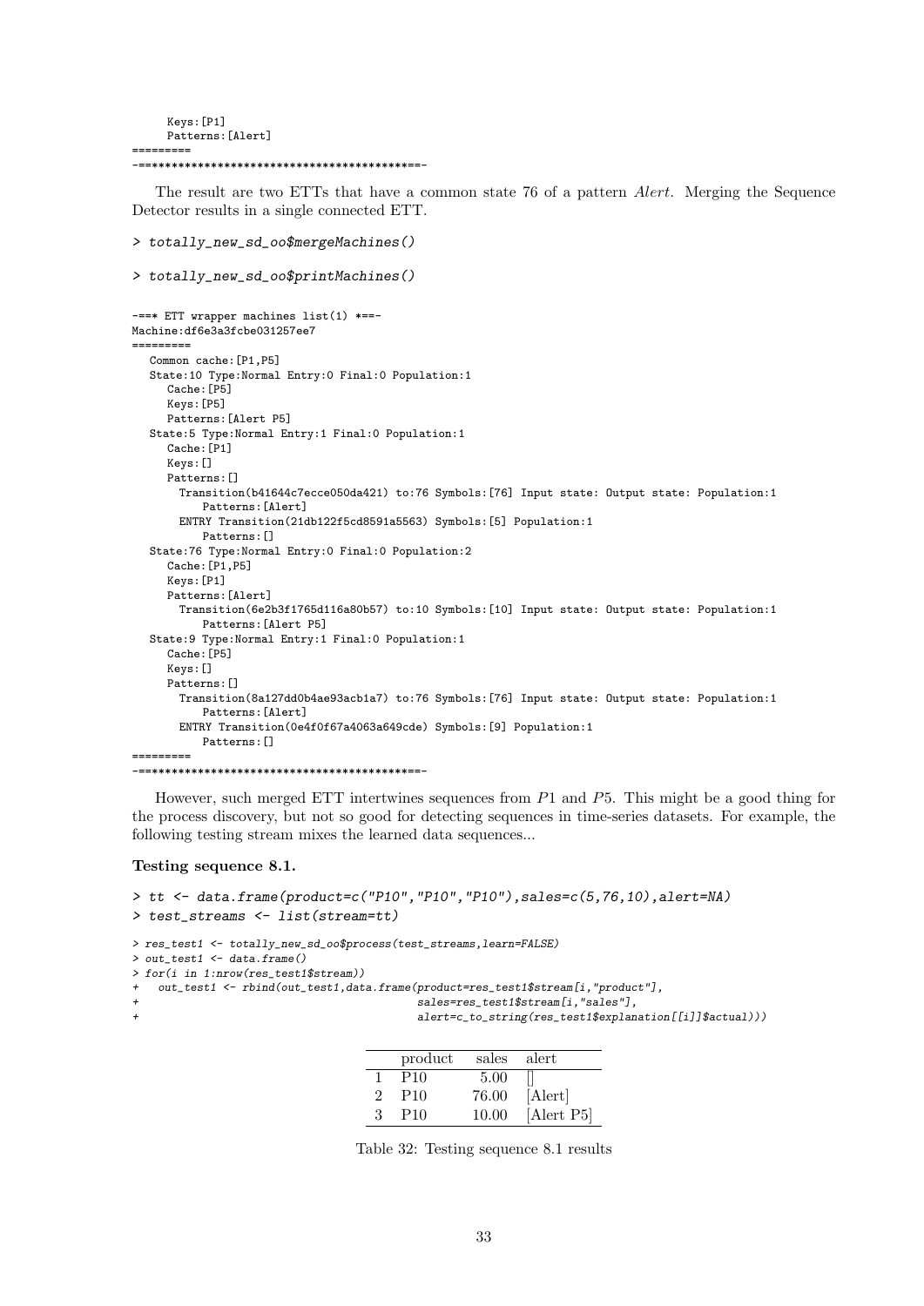```
      Keys:[P1]
      Patterns:[Alert]
=========
-==*****************************************==-
```

The result are two ETTs that have a common state 76 of a pattern *Alert*. Merging the Sequence Detector results in a single connected ETT.

```
> totally_new_sd_oo$mergeMachines()

> totally_new_sd_oo$printMachines()
```

```
-==* ETT wrapper machines list(1) *==-
Machine:df6e3a3fcbe031257ee7
=========
   Common cache:[P1,P5]
   State:10 Type:Normal Entry:0 Final:0 Population:1
      Cache:[P5]
      Keys:[P5]
      Patterns:[Alert P5]
   State:5 Type:Normal Entry:1 Final:0 Population:1
      Cache:[P1]
      Keys:[]
      Patterns:[]
        Transition(b41644c7ecce050da421) to:76 Symbols:[76] Input state: Output state: Population:1
            Patterns:[Alert]
        ENTRY Transition(21db122f5cd8591a5563) Symbols:[5] Population:1
            Patterns:[]
   State:76 Type:Normal Entry:0 Final:0 Population:2
      Cache:[P1,P5]
      Keys:[P1]
      Patterns:[Alert]
        Transition(6e2b3f1765d116a80b57) to:10 Symbols:[10] Input state: Output state: Population:1
            Patterns:[Alert P5]
   State:9 Type:Normal Entry:1 Final:0 Population:1
      Cache:[P5]
      Keys:[]
      Patterns:[]
        Transition(8a127dd0b4ae93acb1a7) to:76 Symbols:[76] Input state: Output state: Population:1
            Patterns:[Alert]
        ENTRY Transition(0e4f0f67a4063a649cde) Symbols:[9] Population:1
            Patterns:[]
=========
-==*****************************************==-
```

However, such merged ETT intertwines sequences from $P1$ and $P5$. This might be a good thing for the process discovery, but not so good for detecting sequences in time-series datasets. For example, the following testing stream mixes the learned data sequences...

**Testing sequence 8.1.**

```
> tt <- data.frame(product=c("P10","P10","P10"),sales=c(5,76,10),alert=NA)
> test_streams <- list(stream=tt)
```

```
> res_test1 <- totally_new_sd_oo$process(test_streams,learn=FALSE)
> out_test1 <- data.frame()
> for(i in 1:nrow(res_test1$stream))
+   out_test1 <- rbind(out_test1,data.frame(product=res_test1$stream[i,"product"],
+                                          sales=res_test1$stream[i,"sales"],
+                                          alert=c_to_string(res_test1$explanation[[i]]$actual)))
```

| | product | sales | alert |
|---|---|---|---|
| 1 | P10 | 5.00 | [] |
| 2 | P10 | 76.00 | [Alert] |
| 3 | P10 | 10.00 | [Alert P5] |

Table 32: Testing sequence 8.1 results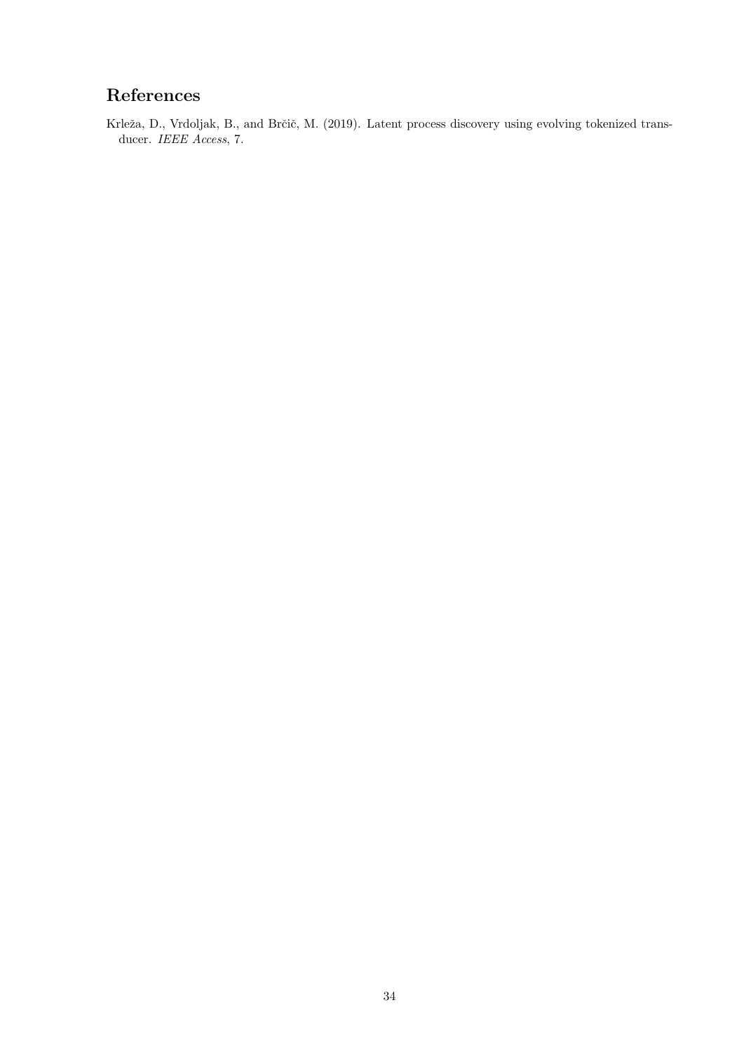# References

Krleža, D., Vrdoljak, B., and Brčič, M. (2019). Latent process discovery using evolving tokenized transducer. *IEEE Access*, 7.